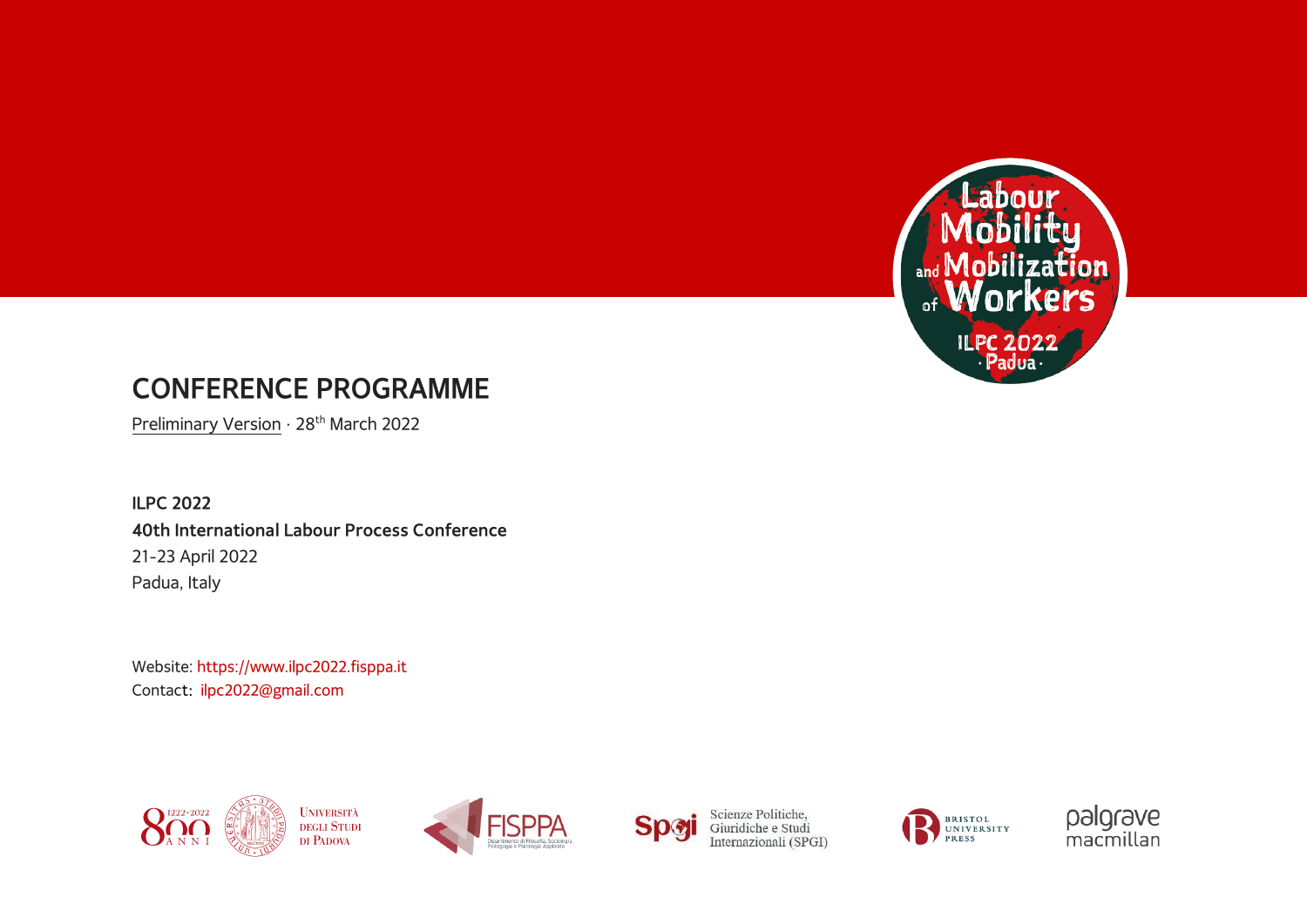# CONFERENCE PROGRAMME

Preliminary Version · 28th March 2022

**ILPC 2022**

**40th International Labour Process Conference**

21-23 April 2022

Padua, Italy

Website: https://www.ilpc2022.fisppa.it

Contact: ilpc2022@gmail.com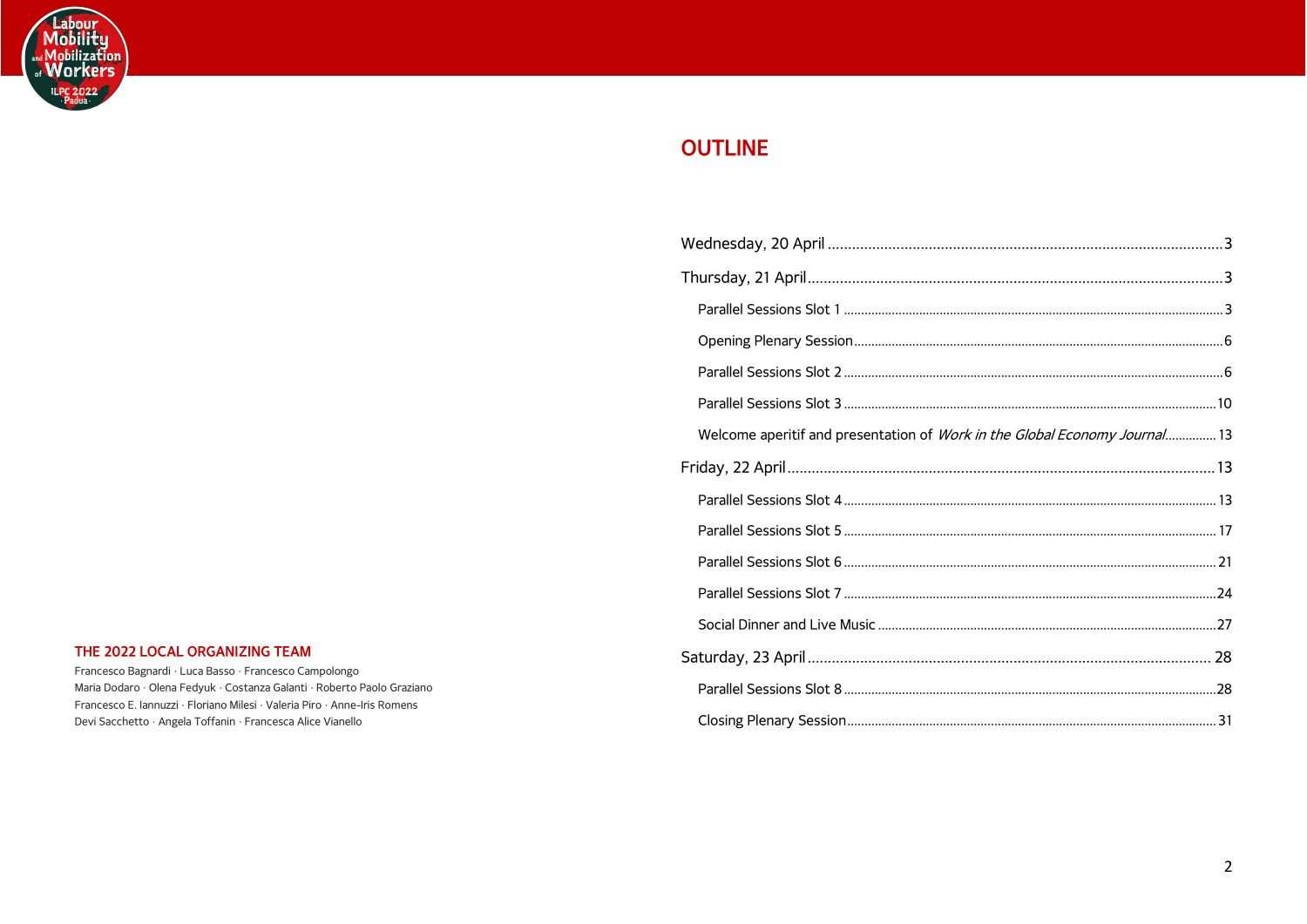## OUTLINE

Wednesday, 20 April ........................................ 3

Thursday, 21 April ........................................ 3

- Parallel Sessions Slot 1 ........................................ 3
- Opening Plenary Session ........................................ 6
- Parallel Sessions Slot 2 ........................................ 6
- Parallel Sessions Slot 3 ........................................ 10
- Welcome aperitif and presentation of *Work in the Global Economy Journal* ........................................ 13

Friday, 22 April ........................................ 13

- Parallel Sessions Slot 4 ........................................ 13
- Parallel Sessions Slot 5 ........................................ 17
- Parallel Sessions Slot 6 ........................................ 21
- Parallel Sessions Slot 7 ........................................ 24
- Social Dinner and Live Music ........................................ 27

Saturday, 23 April ........................................ 28

- Parallel Sessions Slot 8 ........................................ 28
- Closing Plenary Session ........................................ 31

### THE 2022 LOCAL ORGANIZING TEAM

Francesco Bagnardi · Luca Basso · Francesco Campolongo
Maria Dodaro · Olena Fedyuk · Costanza Galanti · Roberto Paolo Graziano
Francesco E. Iannuzzi · Floriano Milesi · Valeria Piro · Anne-Iris Romens
Devi Sacchetto · Angela Toffanin · Francesca Alice Vianello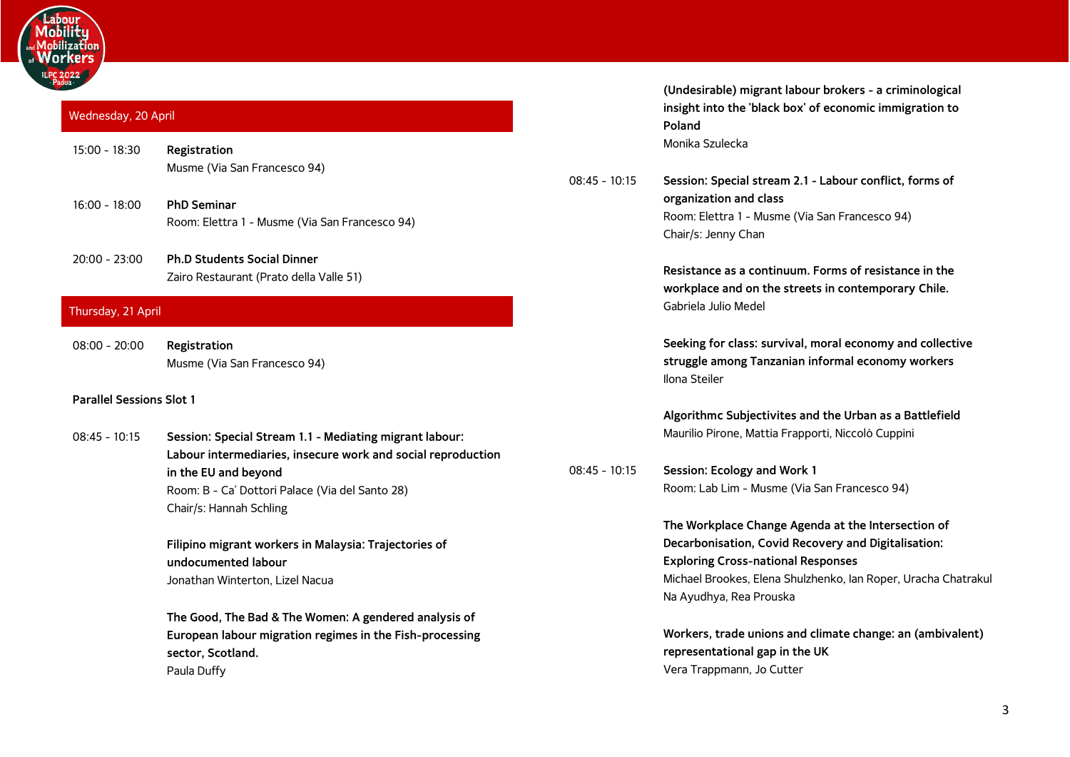## Wednesday, 20 April

15:00 - 18:30 **Registration**
Musme (Via San Francesco 94)

16:00 - 18:00 **PhD Seminar**
Room: Elettra 1 - Musme (Via San Francesco 94)

20:00 - 23:00 **Ph.D Students Social Dinner**
Zairo Restaurant (Prato della Valle 51)

## Thursday, 21 April

08:00 - 20:00 **Registration**
Musme (Via San Francesco 94)

### Parallel Sessions Slot 1

08:45 - 10:15 **Session: Special Stream 1.1 - Mediating migrant labour: Labour intermediaries, insecure work and social reproduction in the EU and beyond**
Room: B - Ca' Dottori Palace (Via del Santo 28)
Chair/s: Hannah Schling

**Filipino migrant workers in Malaysia: Trajectories of undocumented labour**
Jonathan Winterton, Lizel Nacua

**The Good, The Bad & The Women: A gendered analysis of European labour migration regimes in the Fish-processing sector, Scotland.**
Paula Duffy

**(Undesirable) migrant labour brokers - a criminological insight into the 'black box' of economic immigration to Poland**
Monika Szulecka

08:45 - 10:15 **Session: Special stream 2.1 - Labour conflict, forms of organization and class**
Room: Elettra 1 - Musme (Via San Francesco 94)
Chair/s: Jenny Chan

**Resistance as a continuum. Forms of resistance in the workplace and on the streets in contemporary Chile.**
Gabriela Julio Medel

**Seeking for class: survival, moral economy and collective struggle among Tanzanian informal economy workers**
Ilona Steiler

**Algorithmc Subjectivites and the Urban as a Battlefield**
Maurilio Pirone, Mattia Frapporti, Niccolò Cuppini

08:45 - 10:15 **Session: Ecology and Work 1**
Room: Lab Lim - Musme (Via San Francesco 94)

**The Workplace Change Agenda at the Intersection of Decarbonisation, Covid Recovery and Digitalisation: Exploring Cross-national Responses**
Michael Brookes, Elena Shulzhenko, Ian Roper, Uracha Chatrakul Na Ayudhya, Rea Prouska

**Workers, trade unions and climate change: an (ambivalent) representational gap in the UK**
Vera Trappmann, Jo Cutter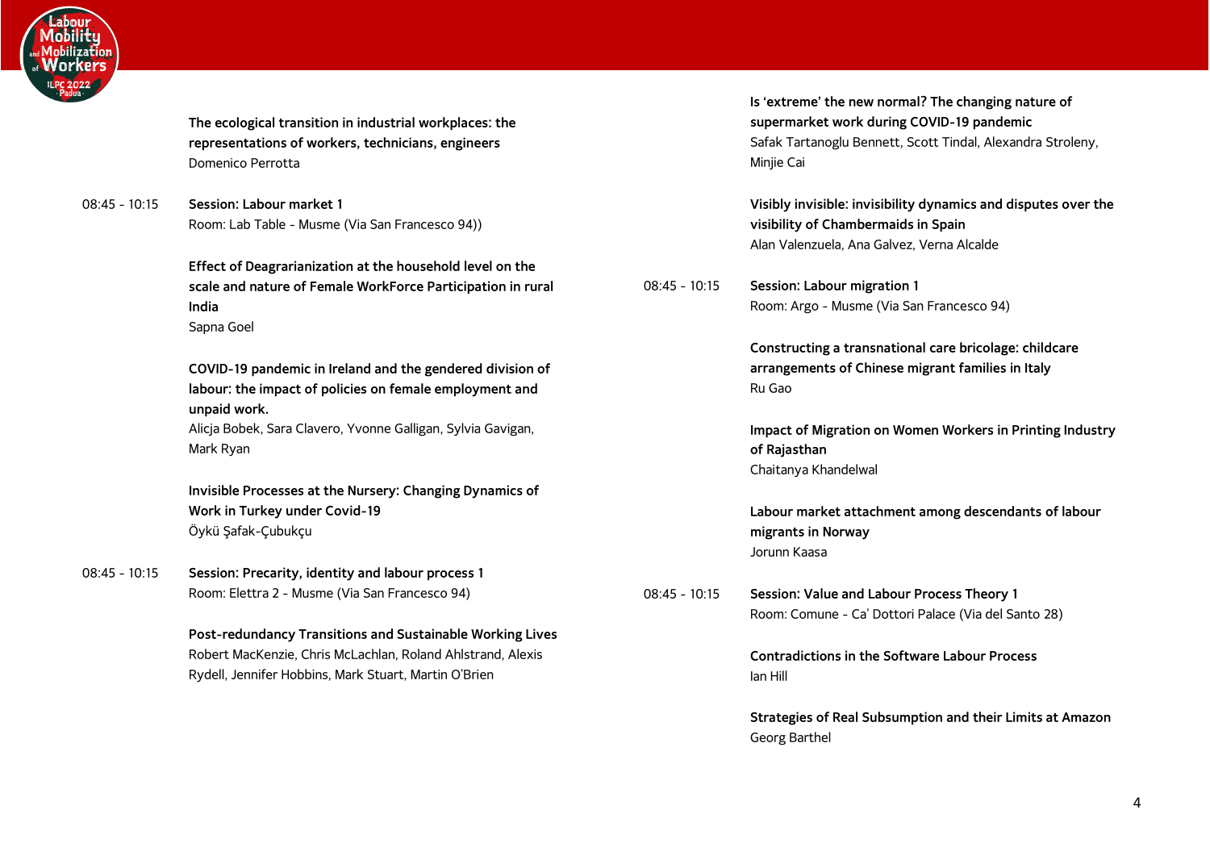**The ecological transition in industrial workplaces: the representations of workers, technicians, engineers**
Domenico Perrotta

08:45 - 10:15 **Session: Labour market 1**
Room: Lab Table - Musme (Via San Francesco 94))

**Effect of Deagrarianization at the household level on the scale and nature of Female WorkForce Participation in rural India**
Sapna Goel

**COVID-19 pandemic in Ireland and the gendered division of labour: the impact of policies on female employment and unpaid work.**
Alicja Bobek, Sara Clavero, Yvonne Galligan, Sylvia Gavigan, Mark Ryan

**Invisible Processes at the Nursery: Changing Dynamics of Work in Turkey under Covid-19**
Öykü Şafak-Çubukçu

08:45 - 10:15 **Session: Precarity, identity and labour process 1**
Room: Elettra 2 - Musme (Via San Francesco 94)

**Post-redundancy Transitions and Sustainable Working Lives**
Robert MacKenzie, Chris McLachlan, Roland Ahlstrand, Alexis Rydell, Jennifer Hobbins, Mark Stuart, Martin O'Brien

**Is 'extreme' the new normal? The changing nature of supermarket work during COVID-19 pandemic**
Safak Tartanoglu Bennett, Scott Tindal, Alexandra Stroleny, Minjie Cai

**Visibly invisible: invisibility dynamics and disputes over the visibility of Chambermaids in Spain**
Alan Valenzuela, Ana Galvez, Verna Alcalde

08:45 - 10:15 **Session: Labour migration 1**
Room: Argo - Musme (Via San Francesco 94)

**Constructing a transnational care bricolage: childcare arrangements of Chinese migrant families in Italy**
Ru Gao

**Impact of Migration on Women Workers in Printing Industry of Rajasthan**
Chaitanya Khandelwal

**Labour market attachment among descendants of labour migrants in Norway**
Jorunn Kaasa

08:45 - 10:15 **Session: Value and Labour Process Theory 1**
Room: Comune - Ca' Dottori Palace (Via del Santo 28)

**Contradictions in the Software Labour Process**
Ian Hill

**Strategies of Real Subsumption and their Limits at Amazon**
Georg Barthel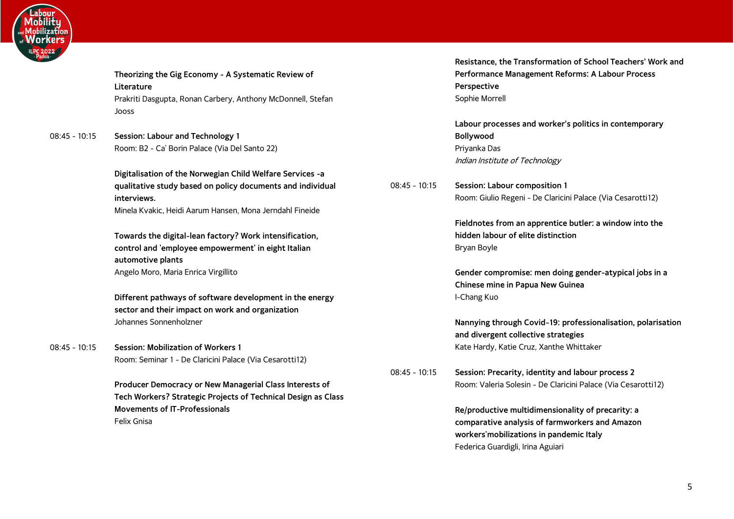**Theorizing the Gig Economy - A Systematic Review of Literature**
Prakriti Dasgupta, Ronan Carbery, Anthony McDonnell, Stefan Jooss

08:45 - 10:15 **Session: Labour and Technology 1**
Room: B2 - Ca' Borin Palace (Via Del Santo 22)

**Digitalisation of the Norwegian Child Welfare Services -a qualitative study based on policy documents and individual interviews.**
Minela Kvakic, Heidi Aarum Hansen, Mona Jerndahl Fineide

**Towards the digital-lean factory? Work intensification, control and 'employee empowerment' in eight Italian automotive plants**
Angelo Moro, Maria Enrica Virgillito

**Different pathways of software development in the energy sector and their impact on work and organization**
Johannes Sonnenholzner

08:45 - 10:15 **Session: Mobilization of Workers 1**
Room: Seminar 1 - De Claricini Palace (Via Cesarotti12)

**Producer Democracy or New Managerial Class Interests of Tech Workers? Strategic Projects of Technical Design as Class Movements of IT-Professionals**
Felix Gnisa

**Resistance, the Transformation of School Teachers' Work and Performance Management Reforms: A Labour Process Perspective**
Sophie Morrell

**Labour processes and worker's politics in contemporary Bollywood**
Priyanka Das
*Indian Institute of Technology*

08:45 - 10:15 **Session: Labour composition 1**
Room: Giulio Regeni - De Claricini Palace (Via Cesarotti12)

**Fieldnotes from an apprentice butler: a window into the hidden labour of elite distinction**
Bryan Boyle

**Gender compromise: men doing gender-atypical jobs in a Chinese mine in Papua New Guinea**
I-Chang Kuo

**Nannying through Covid-19: professionalisation, polarisation and divergent collective strategies**
Kate Hardy, Katie Cruz, Xanthe Whittaker

08:45 - 10:15 **Session: Precarity, identity and labour process 2**
Room: Valeria Solesin - De Claricini Palace (Via Cesarotti12)

**Re/productive multidimensionality of precarity: a comparative analysis of farmworkers and Amazon workers'mobilizations in pandemic Italy**
Federica Guardigli, Irina Aguiari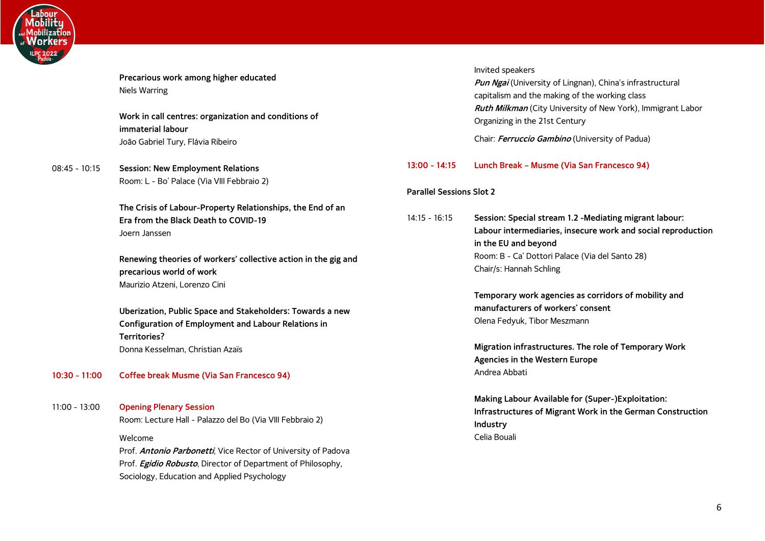**Precarious work among higher educated**
Niels Warring

**Work in call centres: organization and conditions of immaterial labour**
João Gabriel Tury, Flávia Ribeiro

08:45 - 10:15 **Session: New Employment Relations**
Room: L - Bo' Palace (Via VIII Febbraio 2)

**The Crisis of Labour-Property Relationships, the End of an Era from the Black Death to COVID-19**
Joern Janssen

**Renewing theories of workers' collective action in the gig and precarious world of work**
Maurizio Atzeni, Lorenzo Cini

**Uberization, Public Space and Stakeholders: Towards a new Configuration of Employment and Labour Relations in Territories?**
Donna Kesselman, Christian Azaïs

**10:30 - 11:00 Coffee break Musme (Via San Francesco 94)**

11:00 - 13:00 **Opening Plenary Session**
Room: Lecture Hall - Palazzo del Bo (Via VIII Febbraio 2)

Welcome
Prof. ***Antonio Parbonetti***, Vice Rector of University of Padova
Prof. ***Egidio Robusto***, Director of Department of Philosophy, Sociology, Education and Applied Psychology

Invited speakers
***Pun Ngai*** (University of Lingnan), China's infrastructural capitalism and the making of the working class
***Ruth Milkman*** (City University of New York), Immigrant Labor Organizing in the 21st Century

Chair: ***Ferruccio Gambino*** (University of Padua)

**13:00 - 14:15 Lunch Break – Musme (Via San Francesco 94)**

**Parallel Sessions Slot 2**

14:15 - 16:15 **Session: Special stream 1.2 -Mediating migrant labour: Labour intermediaries, insecure work and social reproduction in the EU and beyond**
Room: B - Ca' Dottori Palace (Via del Santo 28)
Chair/s: Hannah Schling

**Temporary work agencies as corridors of mobility and manufacturers of workers' consent**
Olena Fedyuk, Tibor Meszmann

**Migration infrastructures. The role of Temporary Work Agencies in the Western Europe**
Andrea Abbati

**Making Labour Available for (Super-)Exploitation: Infrastructures of Migrant Work in the German Construction Industry**
Celia Bouali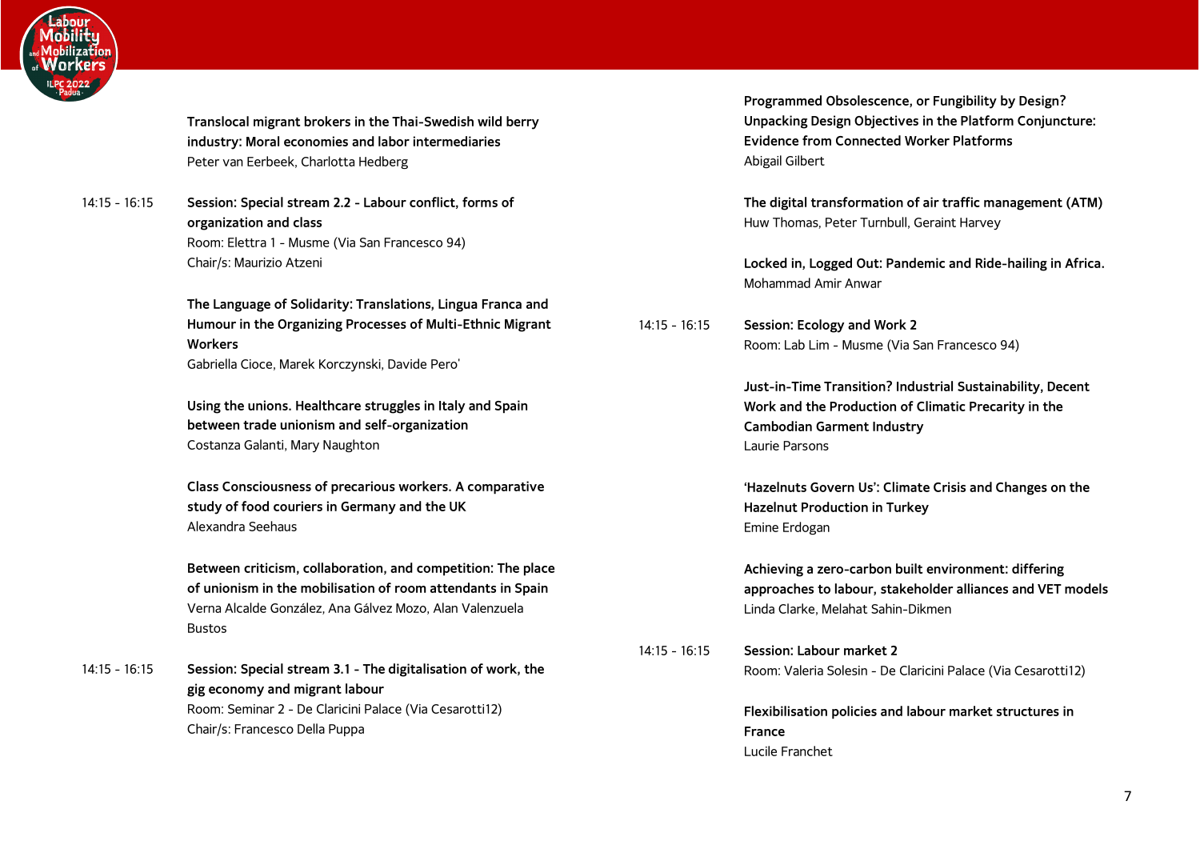**Translocal migrant brokers in the Thai-Swedish wild berry industry: Moral economies and labor intermediaries**
Peter van Eerbeek, Charlotta Hedberg

14:15 - 16:15 **Session: Special stream 2.2 - Labour conflict, forms of organization and class**
Room: Elettra 1 - Musme (Via San Francesco 94)
Chair/s: Maurizio Atzeni

**The Language of Solidarity: Translations, Lingua Franca and Humour in the Organizing Processes of Multi-Ethnic Migrant Workers**
Gabriella Cioce, Marek Korczynski, Davide Pero'

**Using the unions. Healthcare struggles in Italy and Spain between trade unionism and self-organization**
Costanza Galanti, Mary Naughton

**Class Consciousness of precarious workers. A comparative study of food couriers in Germany and the UK**
Alexandra Seehaus

**Between criticism, collaboration, and competition: The place of unionism in the mobilisation of room attendants in Spain**
Verna Alcalde González, Ana Gálvez Mozo, Alan Valenzuela Bustos

14:15 - 16:15 **Session: Special stream 3.1 - The digitalisation of work, the gig economy and migrant labour**
Room: Seminar 2 - De Claricini Palace (Via Cesarotti12)
Chair/s: Francesco Della Puppa

**Programmed Obsolescence, or Fungibility by Design? Unpacking Design Objectives in the Platform Conjuncture: Evidence from Connected Worker Platforms**
Abigail Gilbert

**The digital transformation of air traffic management (ATM)**
Huw Thomas, Peter Turnbull, Geraint Harvey

**Locked in, Logged Out: Pandemic and Ride-hailing in Africa.**
Mohammad Amir Anwar

14:15 - 16:15 **Session: Ecology and Work 2**
Room: Lab Lim - Musme (Via San Francesco 94)

**Just-in-Time Transition? Industrial Sustainability, Decent Work and the Production of Climatic Precarity in the Cambodian Garment Industry**
Laurie Parsons

**'Hazelnuts Govern Us': Climate Crisis and Changes on the Hazelnut Production in Turkey**
Emine Erdogan

**Achieving a zero-carbon built environment: differing approaches to labour, stakeholder alliances and VET models**
Linda Clarke, Melahat Sahin-Dikmen

14:15 - 16:15 **Session: Labour market 2**
Room: Valeria Solesin - De Claricini Palace (Via Cesarotti12)

**Flexibilisation policies and labour market structures in France**
Lucile Franchet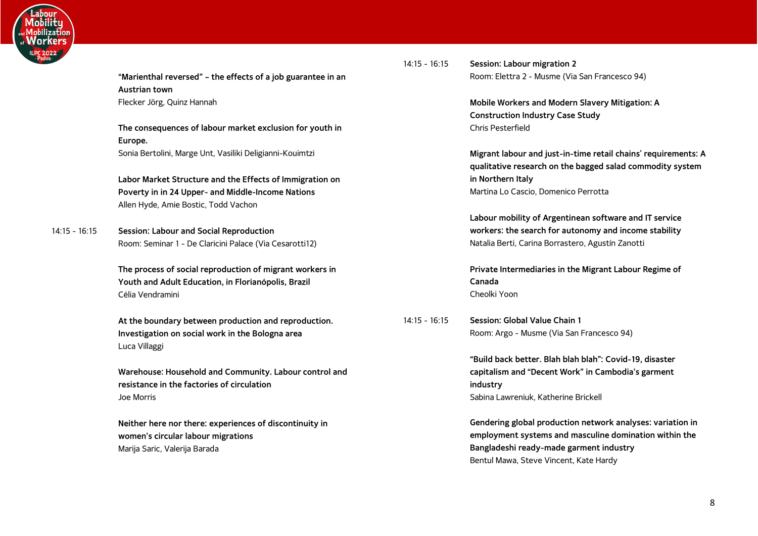**"Marienthal reversed" – the effects of a job guarantee in an Austrian town**
Flecker Jörg, Quinz Hannah

**The consequences of labour market exclusion for youth in Europe.**
Sonia Bertolini, Marge Unt, Vasiliki Deligianni-Kouimtzi

**Labor Market Structure and the Effects of Immigration on Poverty in in 24 Upper- and Middle-Income Nations**
Allen Hyde, Amie Bostic, Todd Vachon

14:15 - 16:15 **Session: Labour and Social Reproduction**
Room: Seminar 1 - De Claricini Palace (Via Cesarotti12)

**The process of social reproduction of migrant workers in Youth and Adult Education, in Florianópolis, Brazil**
Célia Vendramini

**At the boundary between production and reproduction. Investigation on social work in the Bologna area**
Luca Villaggi

**Warehouse: Household and Community. Labour control and resistance in the factories of circulation**
Joe Morris

**Neither here nor there: experiences of discontinuity in women's circular labour migrations**
Marija Saric, Valerija Barada

14:15 - 16:15 **Session: Labour migration 2**
Room: Elettra 2 - Musme (Via San Francesco 94)

**Mobile Workers and Modern Slavery Mitigation: A Construction Industry Case Study**
Chris Pesterfield

**Migrant labour and just-in-time retail chains' requirements: A qualitative research on the bagged salad commodity system in Northern Italy**
Martina Lo Cascio, Domenico Perrotta

**Labour mobility of Argentinean software and IT service workers: the search for autonomy and income stability**
Natalia Berti, Carina Borrastero, Agustín Zanotti

**Private Intermediaries in the Migrant Labour Regime of Canada**
Cheolki Yoon

14:15 - 16:15 **Session: Global Value Chain 1**
Room: Argo - Musme (Via San Francesco 94)

**"Build back better. Blah blah blah": Covid-19, disaster capitalism and "Decent Work" in Cambodia's garment industry**
Sabina Lawreniuk, Katherine Brickell

**Gendering global production network analyses: variation in employment systems and masculine domination within the Bangladeshi ready-made garment industry**
Bentul Mawa, Steve Vincent, Kate Hardy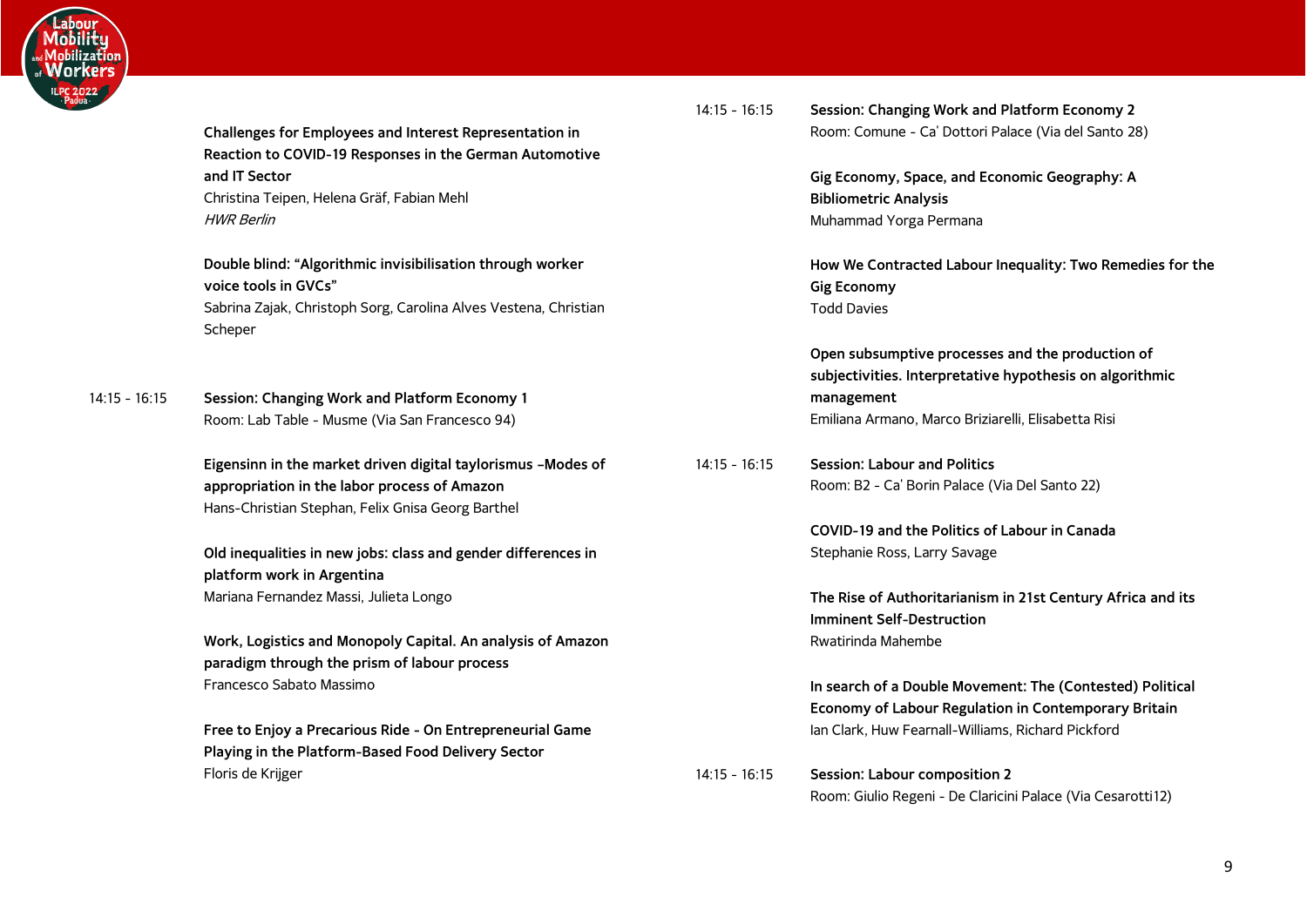**Challenges for Employees and Interest Representation in Reaction to COVID-19 Responses in the German Automotive and IT Sector**
Christina Teipen, Helena Gräf, Fabian Mehl
*HWR Berlin*

**Double blind: "Algorithmic invisibilisation through worker voice tools in GVCs"**
Sabrina Zajak, Christoph Sorg, Carolina Alves Vestena, Christian Scheper

14:15 - 16:15 **Session: Changing Work and Platform Economy 1**
Room: Lab Table - Musme (Via San Francesco 94)

**Eigensinn in the market driven digital taylorismus –Modes of appropriation in the labor process of Amazon**
Hans-Christian Stephan, Felix Gnisa Georg Barthel

**Old inequalities in new jobs: class and gender differences in platform work in Argentina**
Mariana Fernandez Massi, Julieta Longo

**Work, Logistics and Monopoly Capital. An analysis of Amazon paradigm through the prism of labour process**
Francesco Sabato Massimo

**Free to Enjoy a Precarious Ride - On Entrepreneurial Game Playing in the Platform-Based Food Delivery Sector**
Floris de Krijger

14:15 - 16:15 **Session: Changing Work and Platform Economy 2**
Room: Comune - Ca' Dottori Palace (Via del Santo 28)

**Gig Economy, Space, and Economic Geography: A Bibliometric Analysis**
Muhammad Yorga Permana

**How We Contracted Labour Inequality: Two Remedies for the Gig Economy**
Todd Davies

**Open subsumptive processes and the production of subjectivities. Interpretative hypothesis on algorithmic management**
Emiliana Armano, Marco Briziarelli, Elisabetta Risi

14:15 - 16:15 **Session: Labour and Politics**
Room: B2 - Ca' Borin Palace (Via Del Santo 22)

**COVID-19 and the Politics of Labour in Canada**
Stephanie Ross, Larry Savage

**The Rise of Authoritarianism in 21st Century Africa and its Imminent Self-Destruction**
Rwatirinda Mahembe

**In search of a Double Movement: The (Contested) Political Economy of Labour Regulation in Contemporary Britain**
Ian Clark, Huw Fearnall-Williams, Richard Pickford

14:15 - 16:15 **Session: Labour composition 2**
Room: Giulio Regeni - De Claricini Palace (Via Cesarotti12)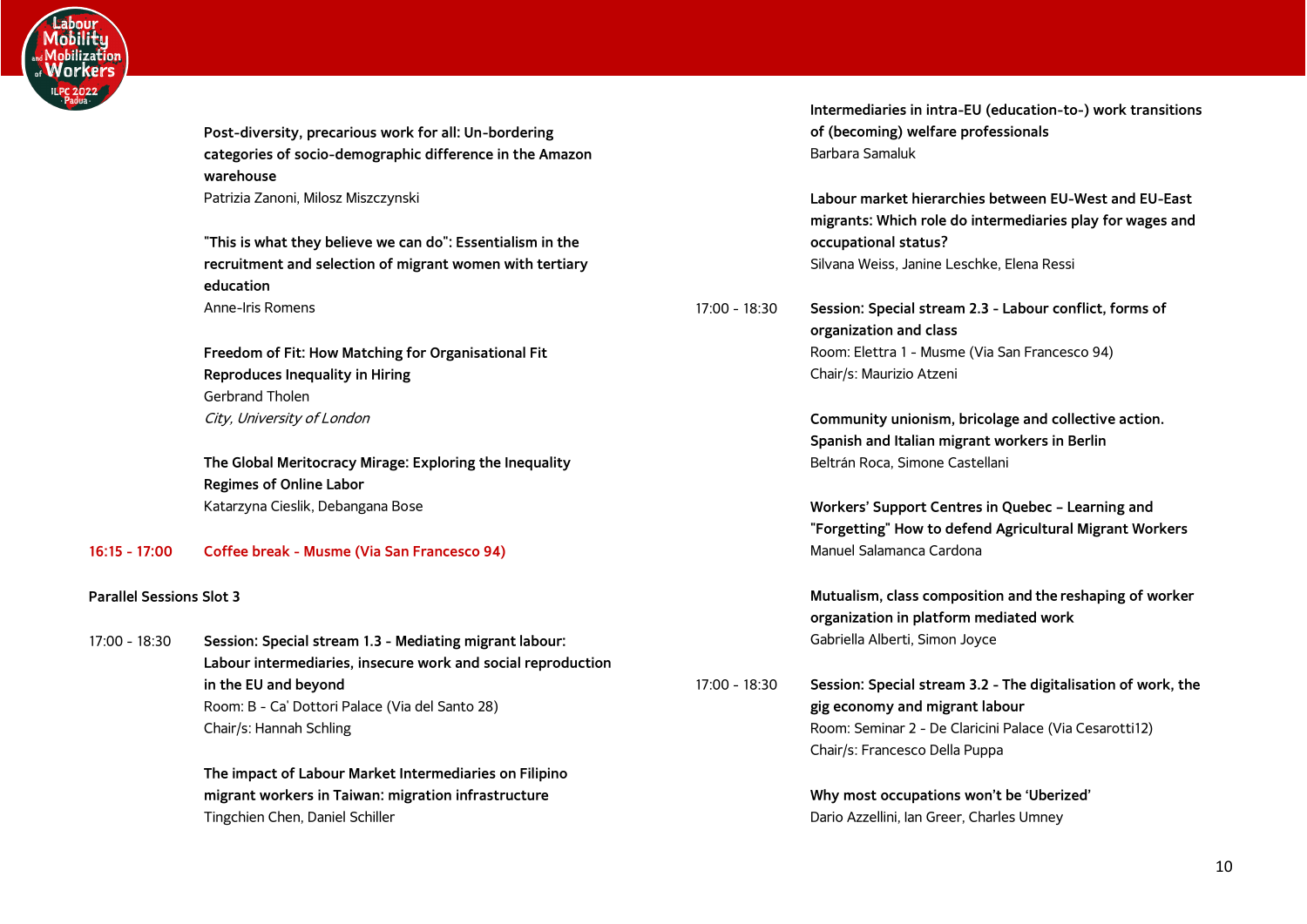**Post-diversity, precarious work for all: Un-bordering categories of socio-demographic difference in the Amazon warehouse**
Patrizia Zanoni, Milosz Miszczynski

**"This is what they believe we can do": Essentialism in the recruitment and selection of migrant women with tertiary education**
Anne-Iris Romens

**Freedom of Fit: How Matching for Organisational Fit Reproduces Inequality in Hiring**
Gerbrand Tholen
*City, University of London*

**The Global Meritocracy Mirage: Exploring the Inequality Regimes of Online Labor**
Katarzyna Cieslik, Debangana Bose

**16:15 - 17:00 Coffee break - Musme (Via San Francesco 94)**

**Parallel Sessions Slot 3**

17:00 - 18:30 **Session: Special stream 1.3 - Mediating migrant labour: Labour intermediaries, insecure work and social reproduction in the EU and beyond**
Room: B - Ca' Dottori Palace (Via del Santo 28)
Chair/s: Hannah Schling

**The impact of Labour Market Intermediaries on Filipino migrant workers in Taiwan: migration infrastructure**
Tingchien Chen, Daniel Schiller

**Intermediaries in intra-EU (education-to-) work transitions of (becoming) welfare professionals**
Barbara Samaluk

**Labour market hierarchies between EU-West and EU-East migrants: Which role do intermediaries play for wages and occupational status?**
Silvana Weiss, Janine Leschke, Elena Ressi

17:00 - 18:30 **Session: Special stream 2.3 - Labour conflict, forms of organization and class**
Room: Elettra 1 - Musme (Via San Francesco 94)
Chair/s: Maurizio Atzeni

**Community unionism, bricolage and collective action. Spanish and Italian migrant workers in Berlin**
Beltrán Roca, Simone Castellani

**Workers' Support Centres in Quebec – Learning and "Forgetting" How to defend Agricultural Migrant Workers**
Manuel Salamanca Cardona

**Mutualism, class composition and the reshaping of worker organization in platform mediated work**
Gabriella Alberti, Simon Joyce

17:00 - 18:30 **Session: Special stream 3.2 - The digitalisation of work, the gig economy and migrant labour**
Room: Seminar 2 - De Claricini Palace (Via Cesarotti12)
Chair/s: Francesco Della Puppa

**Why most occupations won't be 'Uberized'**
Dario Azzellini, Ian Greer, Charles Umney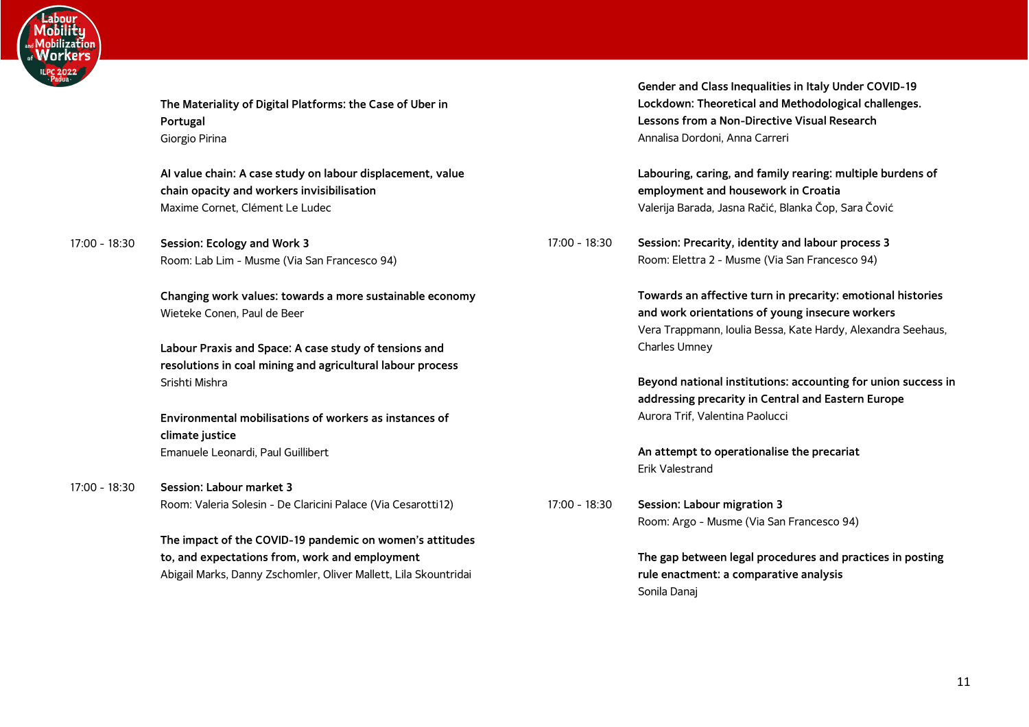**The Materiality of Digital Platforms: the Case of Uber in Portugal**
Giorgio Pirina

**AI value chain: A case study on labour displacement, value chain opacity and workers invisibilisation**
Maxime Cornet, Clément Le Ludec

17:00 - 18:30 **Session: Ecology and Work 3**
Room: Lab Lim - Musme (Via San Francesco 94)

**Changing work values: towards a more sustainable economy**
Wieteke Conen, Paul de Beer

**Labour Praxis and Space: A case study of tensions and resolutions in coal mining and agricultural labour process**
Srishti Mishra

**Environmental mobilisations of workers as instances of climate justice**
Emanuele Leonardi, Paul Guillibert

17:00 - 18:30 **Session: Labour market 3**
Room: Valeria Solesin - De Claricini Palace (Via Cesarotti12)

**The impact of the COVID-19 pandemic on women's attitudes to, and expectations from, work and employment**
Abigail Marks, Danny Zschomler, Oliver Mallett, Lila Skountridai

**Gender and Class Inequalities in Italy Under COVID-19 Lockdown: Theoretical and Methodological challenges. Lessons from a Non-Directive Visual Research**
Annalisa Dordoni, Anna Carreri

**Labouring, caring, and family rearing: multiple burdens of employment and housework in Croatia**
Valerija Barada, Jasna Račić, Blanka Čop, Sara Čović

17:00 - 18:30 **Session: Precarity, identity and labour process 3**
Room: Elettra 2 - Musme (Via San Francesco 94)

**Towards an affective turn in precarity: emotional histories and work orientations of young insecure workers**
Vera Trappmann, Ioulia Bessa, Kate Hardy, Alexandra Seehaus, Charles Umney

**Beyond national institutions: accounting for union success in addressing precarity in Central and Eastern Europe**
Aurora Trif, Valentina Paolucci

**An attempt to operationalise the precariat**
Erik Valestrand

17:00 - 18:30 **Session: Labour migration 3**
Room: Argo - Musme (Via San Francesco 94)

**The gap between legal procedures and practices in posting rule enactment: a comparative analysis**
Sonila Danaj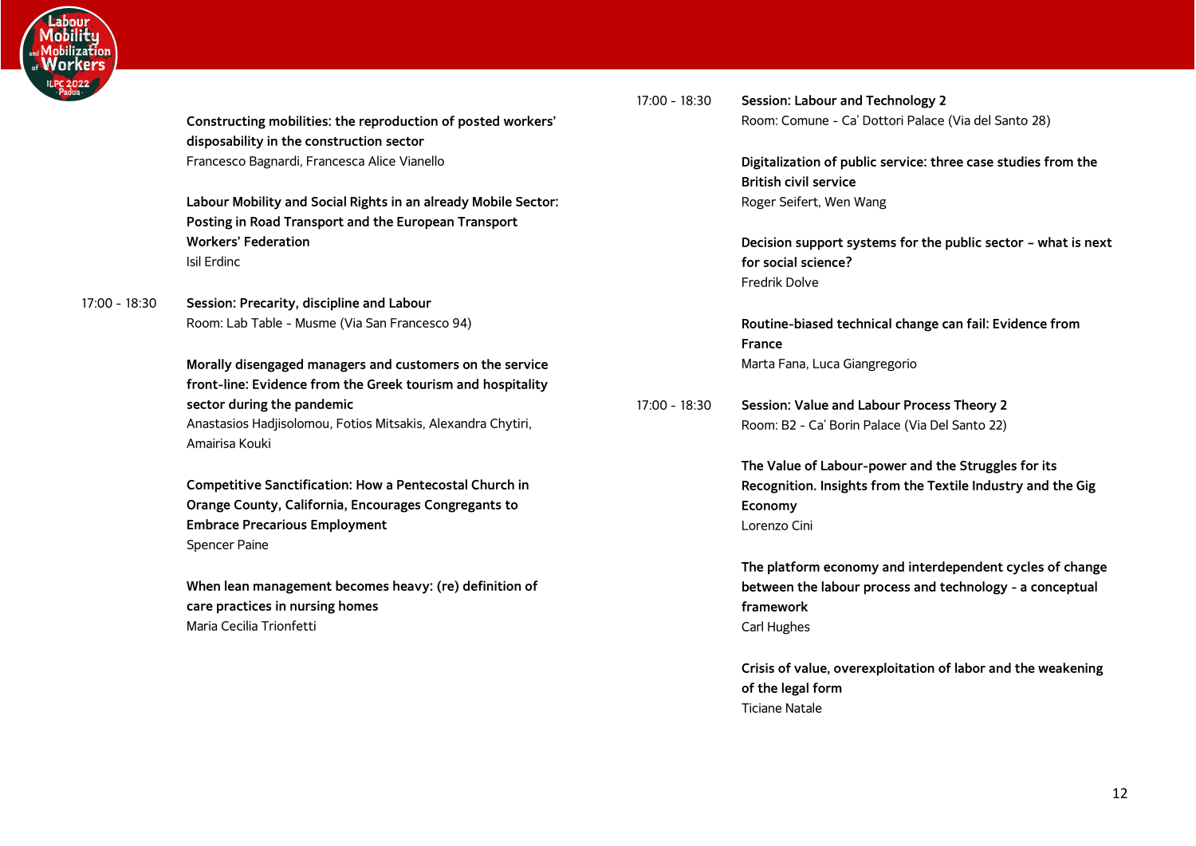**Constructing mobilities: the reproduction of posted workers' disposability in the construction sector**
Francesco Bagnardi, Francesca Alice Vianello

**Labour Mobility and Social Rights in an already Mobile Sector: Posting in Road Transport and the European Transport Workers' Federation**
Isil Erdinc

17:00 - 18:30 **Session: Precarity, discipline and Labour**
Room: Lab Table - Musme (Via San Francesco 94)

**Morally disengaged managers and customers on the service front-line: Evidence from the Greek tourism and hospitality sector during the pandemic**
Anastasios Hadjisolomou, Fotios Mitsakis, Alexandra Chytiri, Amairisa Kouki

**Competitive Sanctification: How a Pentecostal Church in Orange County, California, Encourages Congregants to Embrace Precarious Employment**
Spencer Paine

**When lean management becomes heavy: (re) definition of care practices in nursing homes**
Maria Cecilia Trionfetti

17:00 - 18:30 **Session: Labour and Technology 2**
Room: Comune - Ca' Dottori Palace (Via del Santo 28)

**Digitalization of public service: three case studies from the British civil service**
Roger Seifert, Wen Wang

**Decision support systems for the public sector – what is next for social science?**
Fredrik Dolve

**Routine-biased technical change can fail: Evidence from France**
Marta Fana, Luca Giangregorio

17:00 - 18:30 **Session: Value and Labour Process Theory 2**
Room: B2 - Ca' Borin Palace (Via Del Santo 22)

**The Value of Labour-power and the Struggles for its Recognition. Insights from the Textile Industry and the Gig Economy**
Lorenzo Cini

**The platform economy and interdependent cycles of change between the labour process and technology - a conceptual framework**
Carl Hughes

**Crisis of value, overexploitation of labor and the weakening of the legal form**
Ticiane Natale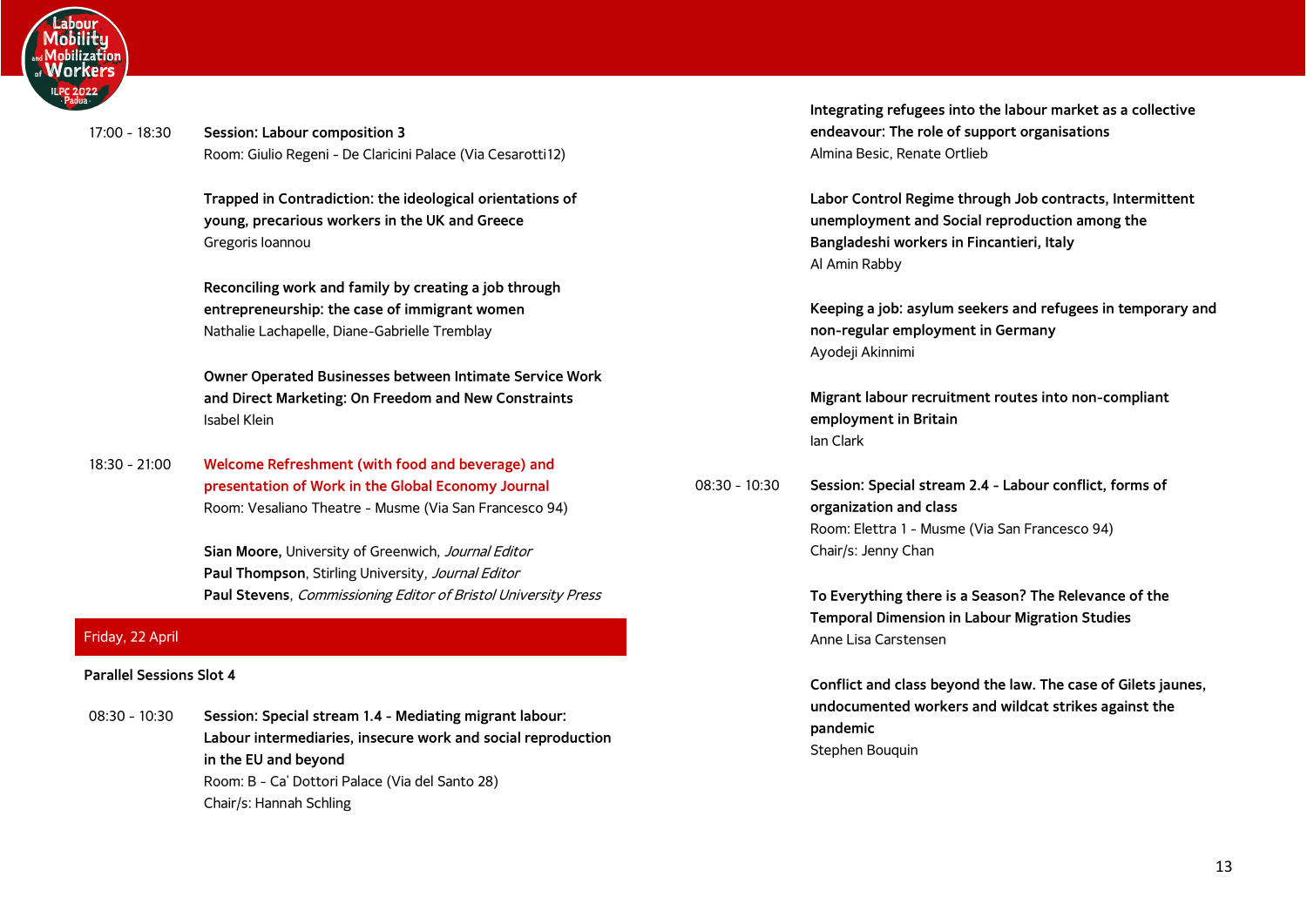17:00 - 18:30 **Session: Labour composition 3**
Room: Giulio Regeni - De Claricini Palace (Via Cesarotti12)

**Trapped in Contradiction: the ideological orientations of young, precarious workers in the UK and Greece**
Gregoris Ioannou

**Reconciling work and family by creating a job through entrepreneurship: the case of immigrant women**
Nathalie Lachapelle, Diane-Gabrielle Tremblay

**Owner Operated Businesses between Intimate Service Work and Direct Marketing: On Freedom and New Constraints**
Isabel Klein

18:30 - 21:00 **Welcome Refreshment (with food and beverage) and presentation of Work in the Global Economy Journal**
Room: Vesaliano Theatre - Musme (Via San Francesco 94)

**Sian Moore,** University of Greenwich, *Journal Editor*
**Paul Thompson**, Stirling University, *Journal Editor*
**Paul Stevens**, *Commissioning Editor of Bristol University Press*

## Friday, 22 April

**Parallel Sessions Slot 4**

08:30 - 10:30 **Session: Special stream 1.4 - Mediating migrant labour: Labour intermediaries, insecure work and social reproduction in the EU and beyond**
Room: B - Ca' Dottori Palace (Via del Santo 28)
Chair/s: Hannah Schling

**Integrating refugees into the labour market as a collective endeavour: The role of support organisations**
Almina Besic, Renate Ortlieb

**Labor Control Regime through Job contracts, Intermittent unemployment and Social reproduction among the Bangladeshi workers in Fincantieri, Italy**
Al Amin Rabby

**Keeping a job: asylum seekers and refugees in temporary and non-regular employment in Germany**
Ayodeji Akinnimi

**Migrant labour recruitment routes into non-compliant employment in Britain**
Ian Clark

08:30 - 10:30 **Session: Special stream 2.4 - Labour conflict, forms of organization and class**
Room: Elettra 1 - Musme (Via San Francesco 94)
Chair/s: Jenny Chan

**To Everything there is a Season? The Relevance of the Temporal Dimension in Labour Migration Studies**
Anne Lisa Carstensen

**Conflict and class beyond the law. The case of Gilets jaunes, undocumented workers and wildcat strikes against the pandemic**
Stephen Bouquin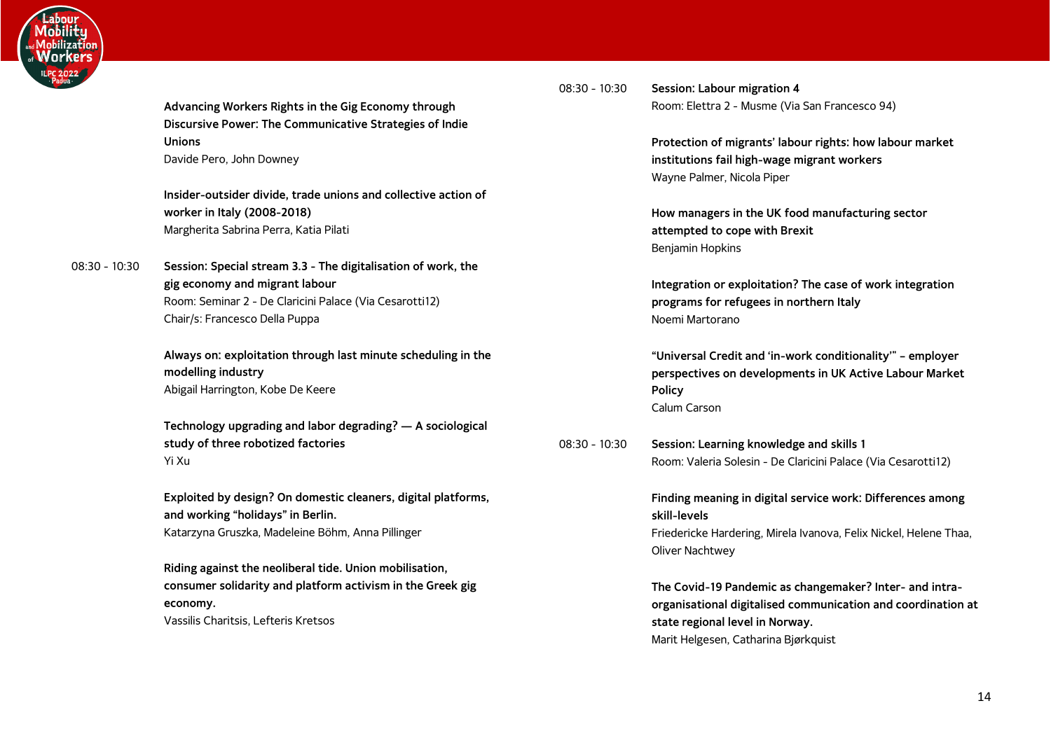**Advancing Workers Rights in the Gig Economy through Discursive Power: The Communicative Strategies of Indie Unions**
Davide Pero, John Downey

**Insider-outsider divide, trade unions and collective action of worker in Italy (2008-2018)**
Margherita Sabrina Perra, Katia Pilati

08:30 - 10:30 **Session: Special stream 3.3 - The digitalisation of work, the gig economy and migrant labour**
Room: Seminar 2 - De Claricini Palace (Via Cesarotti12)
Chair/s: Francesco Della Puppa

**Always on: exploitation through last minute scheduling in the modelling industry**
Abigail Harrington, Kobe De Keere

**Technology upgrading and labor degrading? — A sociological study of three robotized factories**
Yi Xu

**Exploited by design? On domestic cleaners, digital platforms, and working "holidays" in Berlin.**
Katarzyna Gruszka, Madeleine Böhm, Anna Pillinger

**Riding against the neoliberal tide. Union mobilisation, consumer solidarity and platform activism in the Greek gig economy.**
Vassilis Charitsis, Lefteris Kretsos

08:30 - 10:30 **Session: Labour migration 4**
Room: Elettra 2 - Musme (Via San Francesco 94)

**Protection of migrants' labour rights: how labour market institutions fail high-wage migrant workers**
Wayne Palmer, Nicola Piper

**How managers in the UK food manufacturing sector attempted to cope with Brexit**
Benjamin Hopkins

**Integration or exploitation? The case of work integration programs for refugees in northern Italy**
Noemi Martorano

**"Universal Credit and 'in-work conditionality'" – employer perspectives on developments in UK Active Labour Market Policy**
Calum Carson

08:30 - 10:30 **Session: Learning knowledge and skills 1**
Room: Valeria Solesin - De Claricini Palace (Via Cesarotti12)

**Finding meaning in digital service work: Differences among skill-levels**
Friedericke Hardering, Mirela Ivanova, Felix Nickel, Helene Thaa, Oliver Nachtwey

**The Covid-19 Pandemic as changemaker? Inter- and intra-organisational digitalised communication and coordination at state regional level in Norway.**
Marit Helgesen, Catharina Bjørkquist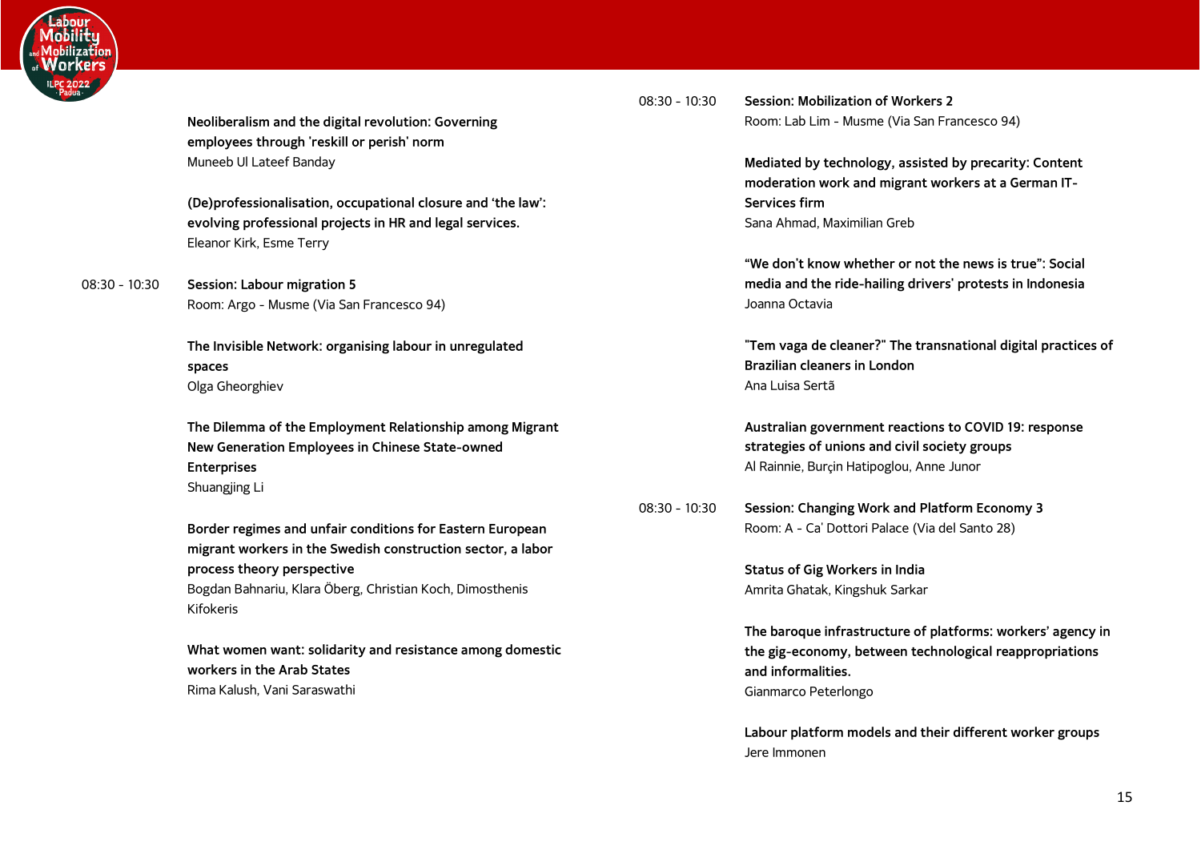**Neoliberalism and the digital revolution: Governing employees through 'reskill or perish' norm**
Muneeb Ul Lateef Banday

**(De)professionalisation, occupational closure and 'the law': evolving professional projects in HR and legal services.**
Eleanor Kirk, Esme Terry

08:30 - 10:30 **Session: Labour migration 5**
Room: Argo - Musme (Via San Francesco 94)

**The Invisible Network: organising labour in unregulated spaces**
Olga Gheorghiev

**The Dilemma of the Employment Relationship among Migrant New Generation Employees in Chinese State-owned Enterprises**
Shuangjing Li

**Border regimes and unfair conditions for Eastern European migrant workers in the Swedish construction sector, a labor process theory perspective**
Bogdan Bahnariu, Klara Öberg, Christian Koch, Dimosthenis Kifokeris

**What women want: solidarity and resistance among domestic workers in the Arab States**
Rima Kalush, Vani Saraswathi

08:30 - 10:30 **Session: Mobilization of Workers 2**
Room: Lab Lim - Musme (Via San Francesco 94)

**Mediated by technology, assisted by precarity: Content moderation work and migrant workers at a German IT-Services firm**
Sana Ahmad, Maximilian Greb

**"We don't know whether or not the news is true": Social media and the ride-hailing drivers' protests in Indonesia**
Joanna Octavia

**"Tem vaga de cleaner?" The transnational digital practices of Brazilian cleaners in London**
Ana Luisa Sertã

**Australian government reactions to COVID 19: response strategies of unions and civil society groups**
Al Rainnie, Burçin Hatipoglou, Anne Junor

08:30 - 10:30 **Session: Changing Work and Platform Economy 3**
Room: A - Ca' Dottori Palace (Via del Santo 28)

**Status of Gig Workers in India**
Amrita Ghatak, Kingshuk Sarkar

**The baroque infrastructure of platforms: workers' agency in the gig-economy, between technological reappropriations and informalities.**
Gianmarco Peterlongo

**Labour platform models and their different worker groups**
Jere Immonen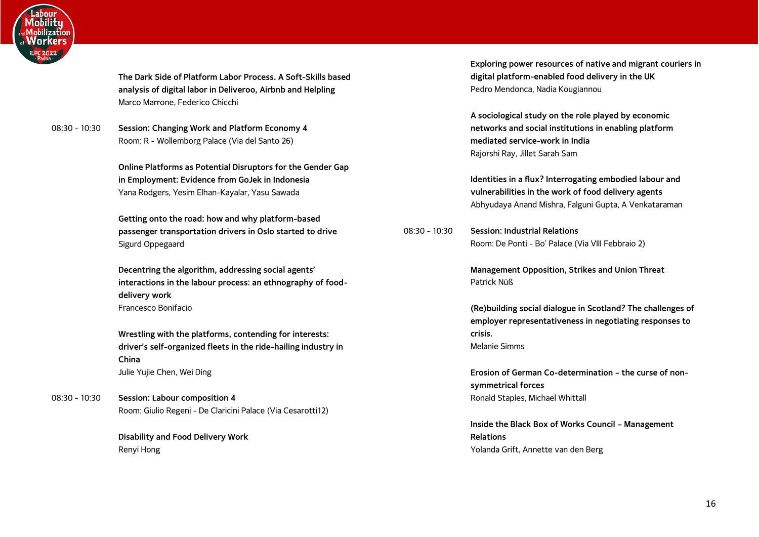**The Dark Side of Platform Labor Process. A Soft-Skills based analysis of digital labor in Deliveroo, Airbnb and Helpling**
Marco Marrone, Federico Chicchi

08:30 - 10:30 **Session: Changing Work and Platform Economy 4**
Room: R - Wollemborg Palace (Via del Santo 26)

**Online Platforms as Potential Disruptors for the Gender Gap in Employment: Evidence from GoJek in Indonesia**
Yana Rodgers, Yesim Elhan-Kayalar, Yasu Sawada

**Getting onto the road: how and why platform-based passenger transportation drivers in Oslo started to drive**
Sigurd Oppegaard

**Decentring the algorithm, addressing social agents' interactions in the labour process: an ethnography of food-delivery work**
Francesco Bonifacio

**Wrestling with the platforms, contending for interests: driver's self-organized fleets in the ride-hailing industry in China**
Julie Yujie Chen, Wei Ding

08:30 - 10:30 **Session: Labour composition 4**
Room: Giulio Regeni - De Claricini Palace (Via Cesarotti12)

**Disability and Food Delivery Work**
Renyi Hong

**Exploring power resources of native and migrant couriers in digital platform-enabled food delivery in the UK**
Pedro Mendonca, Nadia Kougiannou

**A sociological study on the role played by economic networks and social institutions in enabling platform mediated service-work in India**
Rajorshi Ray, Jillet Sarah Sam

**Identities in a flux? Interrogating embodied labour and vulnerabilities in the work of food delivery agents**
Abhyudaya Anand Mishra, Falguni Gupta, A Venkataraman

08:30 - 10:30 **Session: Industrial Relations**
Room: De Ponti - Bo' Palace (Via VIII Febbraio 2)

**Management Opposition, Strikes and Union Threat**
Patrick Nüß

**(Re)building social dialogue in Scotland? The challenges of employer representativeness in negotiating responses to crisis.**
Melanie Simms

**Erosion of German Co-determination – the curse of non-symmetrical forces**
Ronald Staples, Michael Whittall

**Inside the Black Box of Works Council – Management Relations**
Yolanda Grift, Annette van den Berg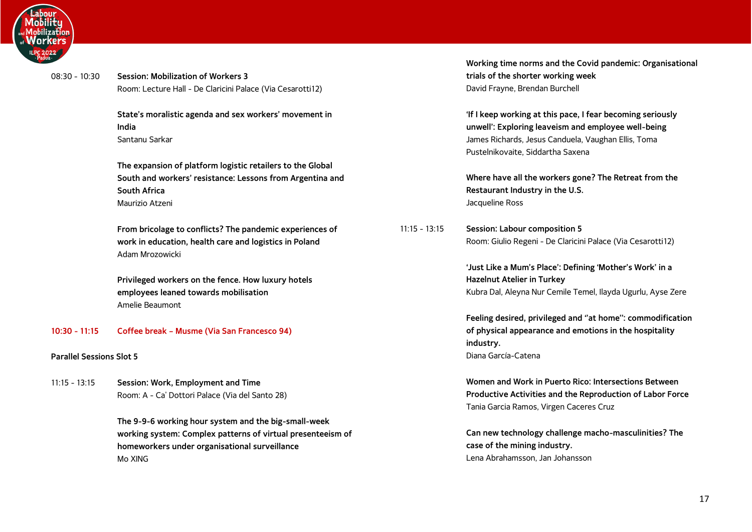08:30 - 10:30 **Session: Mobilization of Workers 3**
Room: Lecture Hall - De Claricini Palace (Via Cesarotti12)

**State's moralistic agenda and sex workers' movement in India**
Santanu Sarkar

**The expansion of platform logistic retailers to the Global South and workers' resistance: Lessons from Argentina and South Africa**
Maurizio Atzeni

**From bricolage to conflicts? The pandemic experiences of work in education, health care and logistics in Poland**
Adam Mrozowicki

**Privileged workers on the fence. How luxury hotels employees leaned towards mobilisation**
Amelie Beaumont

**10:30 - 11:15 Coffee break – Musme (Via San Francesco 94)**

**Parallel Sessions Slot 5**

11:15 - 13:15 **Session: Work, Employment and Time**
Room: A - Ca' Dottori Palace (Via del Santo 28)

**The 9-9-6 working hour system and the big-small-week working system: Complex patterns of virtual presenteeism of homeworkers under organisational surveillance**
Mo XING

**Working time norms and the Covid pandemic: Organisational trials of the shorter working week**
David Frayne, Brendan Burchell

**'If I keep working at this pace, I fear becoming seriously unwell': Exploring leaveism and employee well-being**
James Richards, Jesus Canduela, Vaughan Ellis, Toma Pustelnikovaite, Siddartha Saxena

**Where have all the workers gone? The Retreat from the Restaurant Industry in the U.S.**
Jacqueline Ross

11:15 - 13:15 **Session: Labour composition 5**
Room: Giulio Regeni - De Claricini Palace (Via Cesarotti12)

**'Just Like a Mum's Place': Defining 'Mother's Work' in a Hazelnut Atelier in Turkey**
Kubra Dal, Aleyna Nur Cemile Temel, Ilayda Ugurlu, Ayse Zere

**Feeling desired, privileged and "at home": commodification of physical appearance and emotions in the hospitality industry.**
Diana García-Catena

**Women and Work in Puerto Rico: Intersections Between Productive Activities and the Reproduction of Labor Force**
Tania Garcia Ramos, Virgen Caceres Cruz

**Can new technology challenge macho-masculinities? The case of the mining industry.**
Lena Abrahamsson, Jan Johansson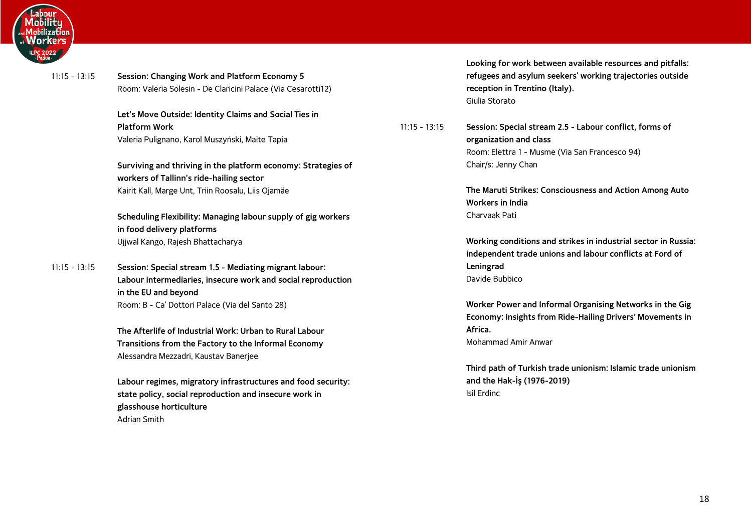11:15 - 13:15 **Session: Changing Work and Platform Economy 5**
Room: Valeria Solesin - De Claricini Palace (Via Cesarotti12)

**Let's Move Outside: Identity Claims and Social Ties in Platform Work**
Valeria Pulignano, Karol Muszyński, Maite Tapia

**Surviving and thriving in the platform economy: Strategies of workers of Tallinn's ride-hailing sector**
Kairit Kall, Marge Unt, Triin Roosalu, Liis Ojamäe

**Scheduling Flexibility: Managing labour supply of gig workers in food delivery platforms**
Ujjwal Kango, Rajesh Bhattacharya

11:15 - 13:15 **Session: Special stream 1.5 - Mediating migrant labour: Labour intermediaries, insecure work and social reproduction in the EU and beyond**
Room: B - Ca' Dottori Palace (Via del Santo 28)

**The Afterlife of Industrial Work: Urban to Rural Labour Transitions from the Factory to the Informal Economy**
Alessandra Mezzadri, Kaustav Banerjee

**Labour regimes, migratory infrastructures and food security: state policy, social reproduction and insecure work in glasshouse horticulture**
Adrian Smith

**Looking for work between available resources and pitfalls: refugees and asylum seekers' working trajectories outside reception in Trentino (Italy).**
Giulia Storato

11:15 - 13:15 **Session: Special stream 2.5 - Labour conflict, forms of organization and class**
Room: Elettra 1 - Musme (Via San Francesco 94)
Chair/s: Jenny Chan

**The Maruti Strikes: Consciousness and Action Among Auto Workers in India**
Charvaak Pati

**Working conditions and strikes in industrial sector in Russia: independent trade unions and labour conflicts at Ford of Leningrad**
Davide Bubbico

**Worker Power and Informal Organising Networks in the Gig Economy: Insights from Ride-Hailing Drivers' Movements in Africa.**
Mohammad Amir Anwar

**Third path of Turkish trade unionism: Islamic trade unionism and the Hak-İş (1976-2019)**
Isil Erdinc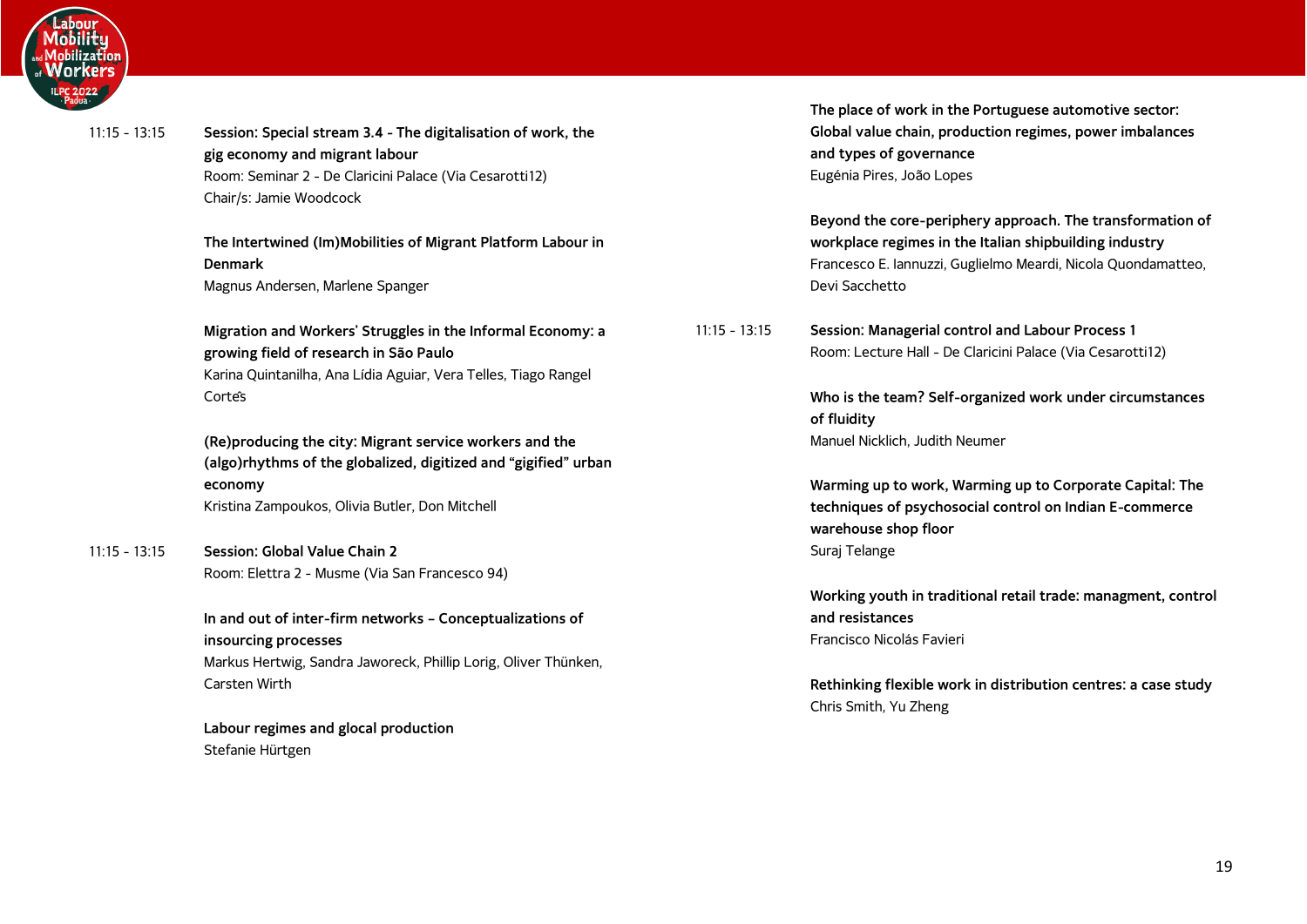11:15 - 13:15 **Session: Special stream 3.4 - The digitalisation of work, the gig economy and migrant labour**
Room: Seminar 2 - De Claricini Palace (Via Cesarotti12)
Chair/s: Jamie Woodcock

**The Intertwined (Im)Mobilities of Migrant Platform Labour in Denmark**
Magnus Andersen, Marlene Spanger

**Migration and Workers' Struggles in the Informal Economy: a growing field of research in São Paulo**
Karina Quintanilha, Ana Lídia Aguiar, Vera Telles, Tiago Rangel Cortês

**(Re)producing the city: Migrant service workers and the (algo)rhythms of the globalized, digitized and "gigified" urban economy**
Kristina Zampoukos, Olivia Butler, Don Mitchell

11:15 - 13:15 **Session: Global Value Chain 2**
Room: Elettra 2 - Musme (Via San Francesco 94)

**In and out of inter-firm networks – Conceptualizations of insourcing processes**
Markus Hertwig, Sandra Jaworeck, Phillip Lorig, Oliver Thünken, Carsten Wirth

**Labour regimes and glocal production**
Stefanie Hürtgen

**The place of work in the Portuguese automotive sector: Global value chain, production regimes, power imbalances and types of governance**
Eugénia Pires, João Lopes

**Beyond the core-periphery approach. The transformation of workplace regimes in the Italian shipbuilding industry**
Francesco E. Iannuzzi, Guglielmo Meardi, Nicola Quondamatteo, Devi Sacchetto

11:15 - 13:15 **Session: Managerial control and Labour Process 1**
Room: Lecture Hall - De Claricini Palace (Via Cesarotti12)

**Who is the team? Self-organized work under circumstances of fluidity**
Manuel Nicklich, Judith Neumer

**Warming up to work, Warming up to Corporate Capital: The techniques of psychosocial control on Indian E-commerce warehouse shop floor**
Suraj Telange

**Working youth in traditional retail trade: managment, control and resistances**
Francisco Nicolás Favieri

**Rethinking flexible work in distribution centres: a case study**
Chris Smith, Yu Zheng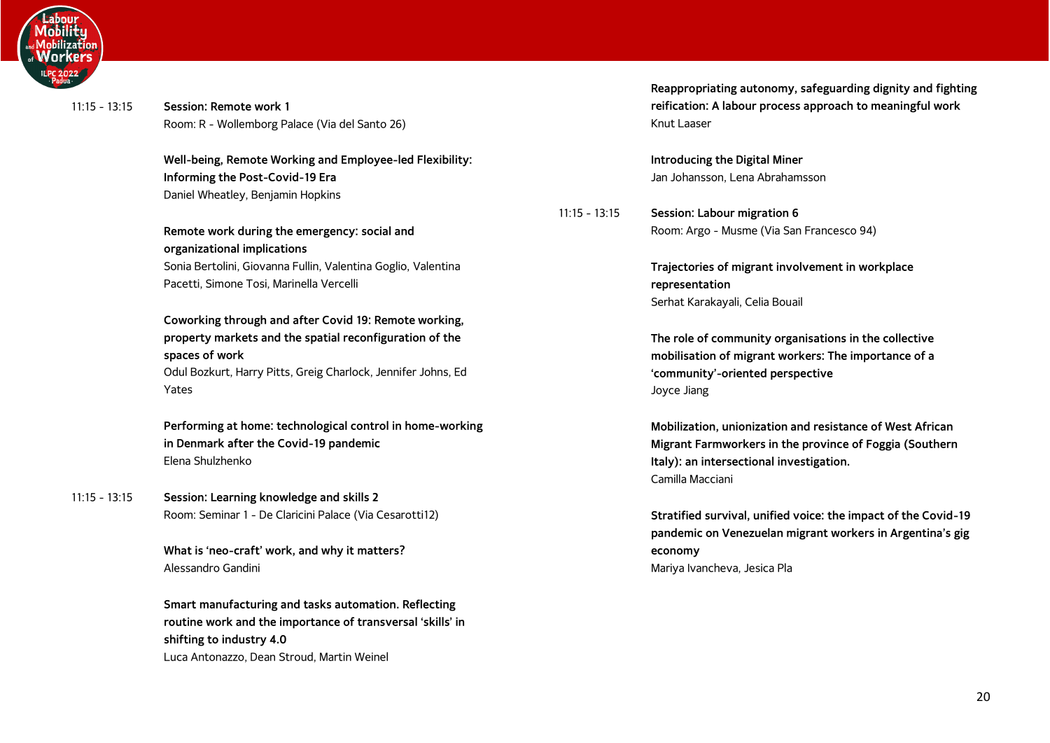11:15 - 13:15 **Session: Remote work 1**
Room: R - Wollemborg Palace (Via del Santo 26)

**Well-being, Remote Working and Employee-led Flexibility: Informing the Post-Covid-19 Era**
Daniel Wheatley, Benjamin Hopkins

**Remote work during the emergency: social and organizational implications**
Sonia Bertolini, Giovanna Fullin, Valentina Goglio, Valentina Pacetti, Simone Tosi, Marinella Vercelli

**Coworking through and after Covid 19: Remote working, property markets and the spatial reconfiguration of the spaces of work**
Odul Bozkurt, Harry Pitts, Greig Charlock, Jennifer Johns, Ed Yates

**Performing at home: technological control in home-working in Denmark after the Covid-19 pandemic**
Elena Shulzhenko

11:15 - 13:15 **Session: Learning knowledge and skills 2**
Room: Seminar 1 - De Claricini Palace (Via Cesarotti12)

**What is 'neo-craft' work, and why it matters?**
Alessandro Gandini

**Smart manufacturing and tasks automation. Reflecting routine work and the importance of transversal 'skills' in shifting to industry 4.0**
Luca Antonazzo, Dean Stroud, Martin Weinel

**Reappropriating autonomy, safeguarding dignity and fighting reification: A labour process approach to meaningful work**
Knut Laaser

**Introducing the Digital Miner**
Jan Johansson, Lena Abrahamsson

11:15 - 13:15 **Session: Labour migration 6**
Room: Argo - Musme (Via San Francesco 94)

**Trajectories of migrant involvement in workplace representation**
Serhat Karakayali, Celia Bouail

**The role of community organisations in the collective mobilisation of migrant workers: The importance of a 'community'-oriented perspective**
Joyce Jiang

**Mobilization, unionization and resistance of West African Migrant Farmworkers in the province of Foggia (Southern Italy): an intersectional investigation.**
Camilla Macciani

**Stratified survival, unified voice: the impact of the Covid-19 pandemic on Venezuelan migrant workers in Argentina's gig economy**
Mariya Ivancheva, Jesica Pla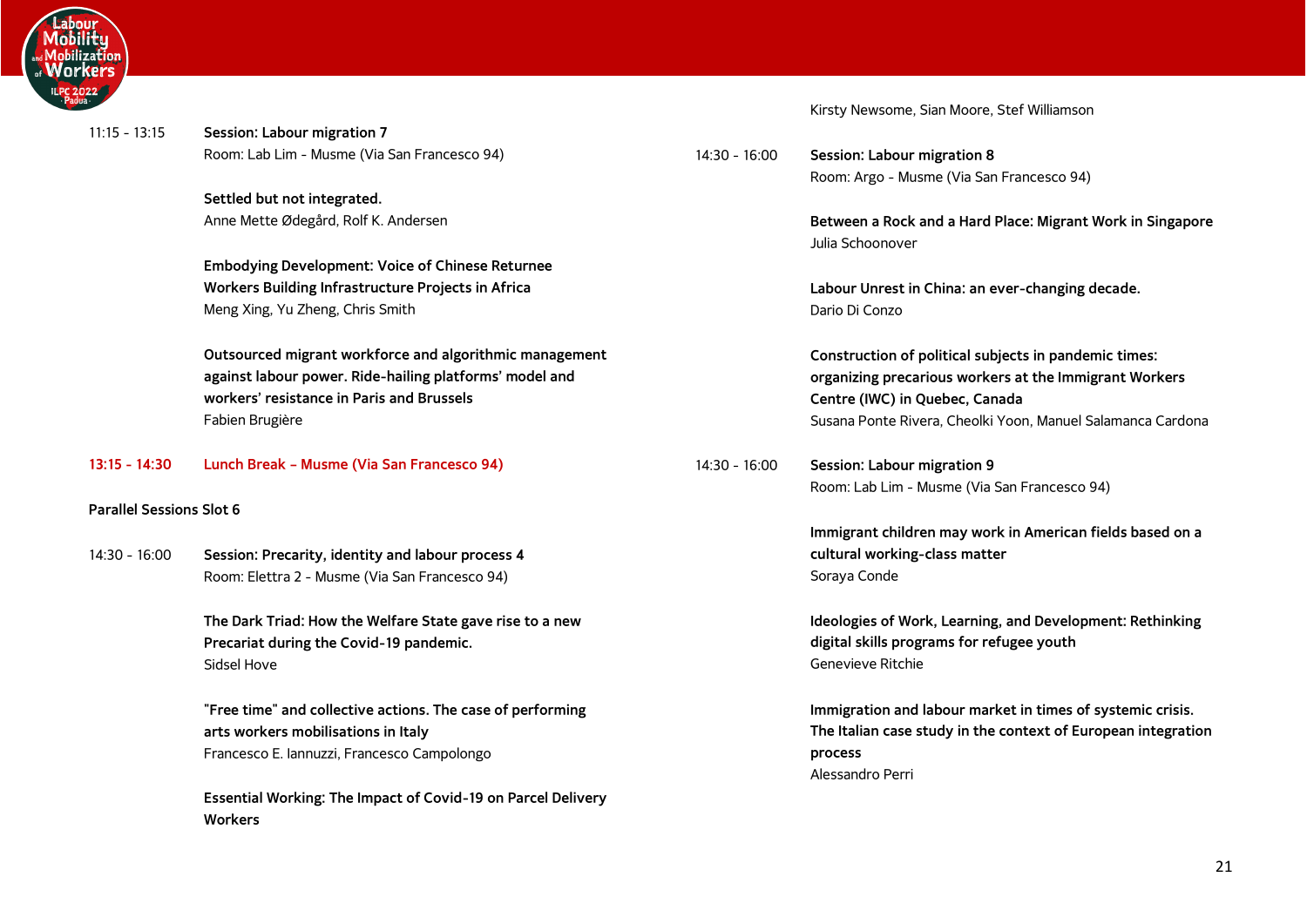11:15 - 13:15 **Session: Labour migration 7**
Room: Lab Lim - Musme (Via San Francesco 94)

**Settled but not integrated.**
Anne Mette Ødegård, Rolf K. Andersen

**Embodying Development: Voice of Chinese Returnee Workers Building Infrastructure Projects in Africa**
Meng Xing, Yu Zheng, Chris Smith

**Outsourced migrant workforce and algorithmic management against labour power. Ride-hailing platforms' model and workers' resistance in Paris and Brussels**
Fabien Brugière

**13:15 - 14:30 Lunch Break – Musme (Via San Francesco 94)**

**Parallel Sessions Slot 6**

14:30 - 16:00 **Session: Precarity, identity and labour process 4**
Room: Elettra 2 - Musme (Via San Francesco 94)

**The Dark Triad: How the Welfare State gave rise to a new Precariat during the Covid-19 pandemic.**
Sidsel Hove

**"Free time" and collective actions. The case of performing arts workers mobilisations in Italy**
Francesco E. Iannuzzi, Francesco Campolongo

**Essential Working: The Impact of Covid-19 on Parcel Delivery Workers**
Kirsty Newsome, Sian Moore, Stef Williamson

14:30 - 16:00 **Session: Labour migration 8**
Room: Argo - Musme (Via San Francesco 94)

**Between a Rock and a Hard Place: Migrant Work in Singapore**
Julia Schoonover

**Labour Unrest in China: an ever-changing decade.**
Dario Di Conzo

**Construction of political subjects in pandemic times: organizing precarious workers at the Immigrant Workers Centre (IWC) in Quebec, Canada**
Susana Ponte Rivera, Cheolki Yoon, Manuel Salamanca Cardona

14:30 - 16:00 **Session: Labour migration 9**
Room: Lab Lim - Musme (Via San Francesco 94)

**Immigrant children may work in American fields based on a cultural working-class matter**
Soraya Conde

**Ideologies of Work, Learning, and Development: Rethinking digital skills programs for refugee youth**
Genevieve Ritchie

**Immigration and labour market in times of systemic crisis. The Italian case study in the context of European integration process**
Alessandro Perri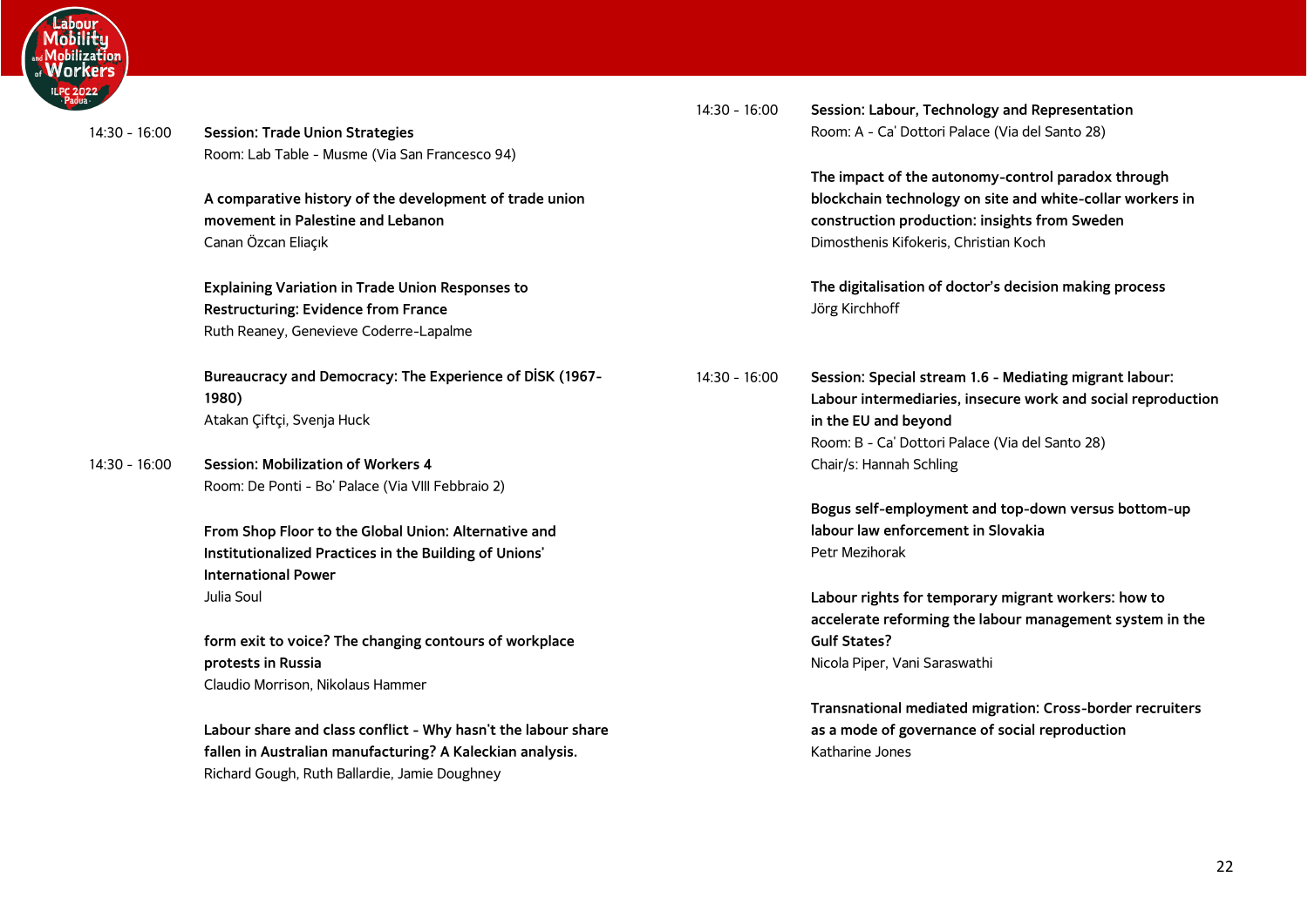14:30 - 16:00 **Session: Trade Union Strategies**
Room: Lab Table - Musme (Via San Francesco 94)

**A comparative history of the development of trade union movement in Palestine and Lebanon**
Canan Özcan Eliaçık

**Explaining Variation in Trade Union Responses to Restructuring: Evidence from France**
Ruth Reaney, Genevieve Coderre-Lapalme

**Bureaucracy and Democracy: The Experience of DİSK (1967-1980)**
Atakan Çiftçi, Svenja Huck

14:30 - 16:00 **Session: Mobilization of Workers 4**
Room: De Ponti - Bo' Palace (Via VIII Febbraio 2)

**From Shop Floor to the Global Union: Alternative and Institutionalized Practices in the Building of Unions' International Power**
Julia Soul

**form exit to voice? The changing contours of workplace protests in Russia**
Claudio Morrison, Nikolaus Hammer

**Labour share and class conflict - Why hasn't the labour share fallen in Australian manufacturing? A Kaleckian analysis.**
Richard Gough, Ruth Ballardie, Jamie Doughney

14:30 - 16:00 **Session: Labour, Technology and Representation**
Room: A - Ca' Dottori Palace (Via del Santo 28)

**The impact of the autonomy-control paradox through blockchain technology on site and white-collar workers in construction production: insights from Sweden**
Dimosthenis Kifokeris, Christian Koch

**The digitalisation of doctor's decision making process**
Jörg Kirchhoff

14:30 - 16:00 **Session: Special stream 1.6 - Mediating migrant labour: Labour intermediaries, insecure work and social reproduction in the EU and beyond**
Room: B - Ca' Dottori Palace (Via del Santo 28)
Chair/s: Hannah Schling

**Bogus self-employment and top-down versus bottom-up labour law enforcement in Slovakia**
Petr Mezihorak

**Labour rights for temporary migrant workers: how to accelerate reforming the labour management system in the Gulf States?**
Nicola Piper, Vani Saraswathi

**Transnational mediated migration: Cross-border recruiters as a mode of governance of social reproduction**
Katharine Jones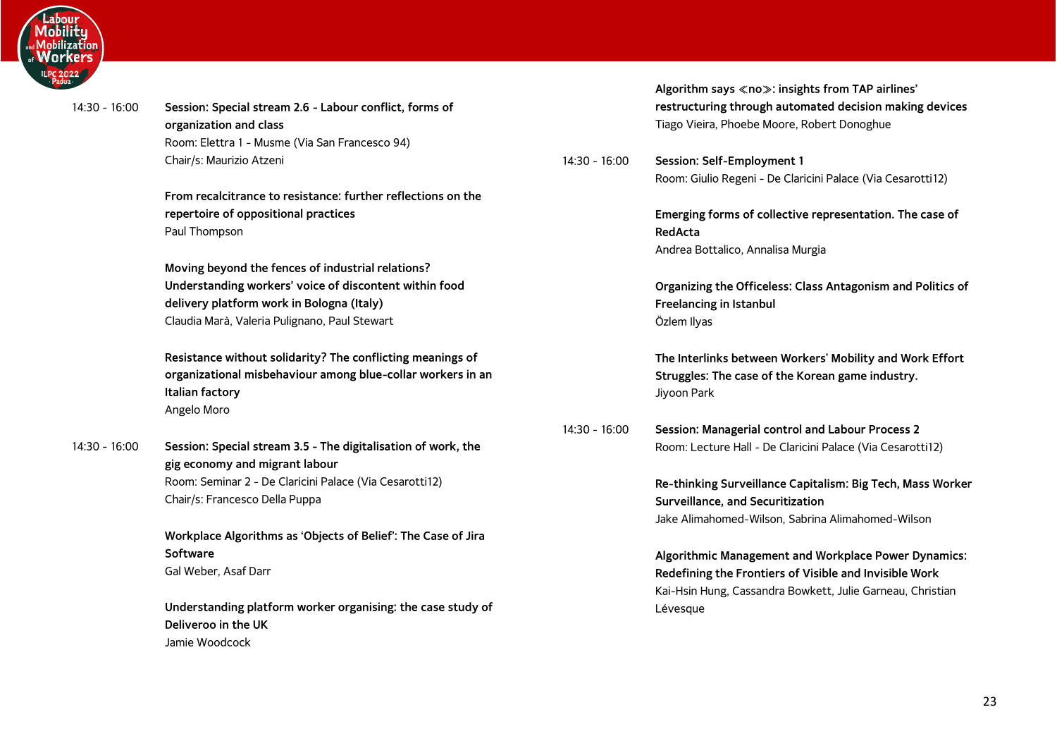14:30 - 16:00 **Session: Special stream 2.6 - Labour conflict, forms of organization and class**
Room: Elettra 1 - Musme (Via San Francesco 94)
Chair/s: Maurizio Atzeni

**From recalcitrance to resistance: further reflections on the repertoire of oppositional practices**
Paul Thompson

**Moving beyond the fences of industrial relations? Understanding workers' voice of discontent within food delivery platform work in Bologna (Italy)**
Claudia Marà, Valeria Pulignano, Paul Stewart

**Resistance without solidarity? The conflicting meanings of organizational misbehaviour among blue-collar workers in an Italian factory**
Angelo Moro

14:30 - 16:00 **Session: Special stream 3.5 - The digitalisation of work, the gig economy and migrant labour**
Room: Seminar 2 - De Claricini Palace (Via Cesarotti12)
Chair/s: Francesco Della Puppa

**Workplace Algorithms as 'Objects of Belief': The Case of Jira Software**
Gal Weber, Asaf Darr

**Understanding platform worker organising: the case study of Deliveroo in the UK**
Jamie Woodcock

**Algorithm says ≪no≫: insights from TAP airlines' restructuring through automated decision making devices**
Tiago Vieira, Phoebe Moore, Robert Donoghue

14:30 - 16:00 **Session: Self-Employment 1**
Room: Giulio Regeni - De Claricini Palace (Via Cesarotti12)

**Emerging forms of collective representation. The case of RedActa**
Andrea Bottalico, Annalisa Murgia

**Organizing the Officeless: Class Antagonism and Politics of Freelancing in Istanbul**
Özlem Ilyas

**The Interlinks between Workers' Mobility and Work Effort Struggles: The case of the Korean game industry.**
Jiyoon Park

14:30 - 16:00 **Session: Managerial control and Labour Process 2**
Room: Lecture Hall - De Claricini Palace (Via Cesarotti12)

**Re-thinking Surveillance Capitalism: Big Tech, Mass Worker Surveillance, and Securitization**
Jake Alimahomed-Wilson, Sabrina Alimahomed-Wilson

**Algorithmic Management and Workplace Power Dynamics: Redefining the Frontiers of Visible and Invisible Work**
Kai-Hsin Hung, Cassandra Bowkett, Julie Garneau, Christian Lévesque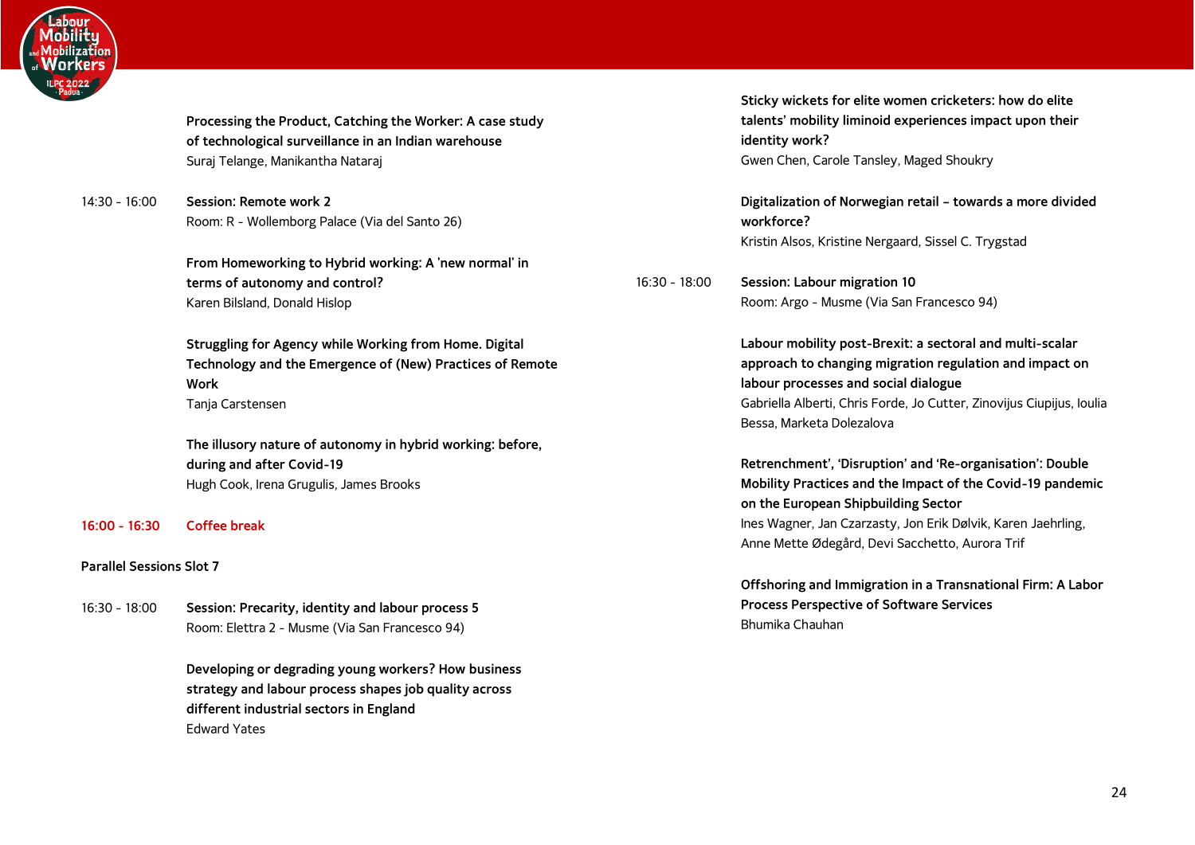**Processing the Product, Catching the Worker: A case study of technological surveillance in an Indian warehouse**
Suraj Telange, Manikantha Nataraj

14:30 - 16:00 **Session: Remote work 2**
Room: R - Wollemborg Palace (Via del Santo 26)

**From Homeworking to Hybrid working: A 'new normal' in terms of autonomy and control?**
Karen Bilsland, Donald Hislop

**Struggling for Agency while Working from Home. Digital Technology and the Emergence of (New) Practices of Remote Work**
Tanja Carstensen

**The illusory nature of autonomy in hybrid working: before, during and after Covid-19**
Hugh Cook, Irena Grugulis, James Brooks

**16:00 - 16:30 Coffee break**

**Parallel Sessions Slot 7**

16:30 - 18:00 **Session: Precarity, identity and labour process 5**
Room: Elettra 2 - Musme (Via San Francesco 94)

**Developing or degrading young workers? How business strategy and labour process shapes job quality across different industrial sectors in England**
Edward Yates

**Sticky wickets for elite women cricketers: how do elite talents' mobility liminoid experiences impact upon their identity work?**
Gwen Chen, Carole Tansley, Maged Shoukry

**Digitalization of Norwegian retail – towards a more divided workforce?**
Kristin Alsos, Kristine Nergaard, Sissel C. Trygstad

16:30 - 18:00 **Session: Labour migration 10**
Room: Argo - Musme (Via San Francesco 94)

**Labour mobility post-Brexit: a sectoral and multi-scalar approach to changing migration regulation and impact on labour processes and social dialogue**
Gabriella Alberti, Chris Forde, Jo Cutter, Zinovijus Ciupijus, Ioulia Bessa, Marketa Dolezalova

**Retrenchment', 'Disruption' and 'Re-organisation': Double Mobility Practices and the Impact of the Covid-19 pandemic on the European Shipbuilding Sector**
Ines Wagner, Jan Czarzasty, Jon Erik Dølvik, Karen Jaehrling, Anne Mette Ødegård, Devi Sacchetto, Aurora Trif

**Offshoring and Immigration in a Transnational Firm: A Labor Process Perspective of Software Services**
Bhumika Chauhan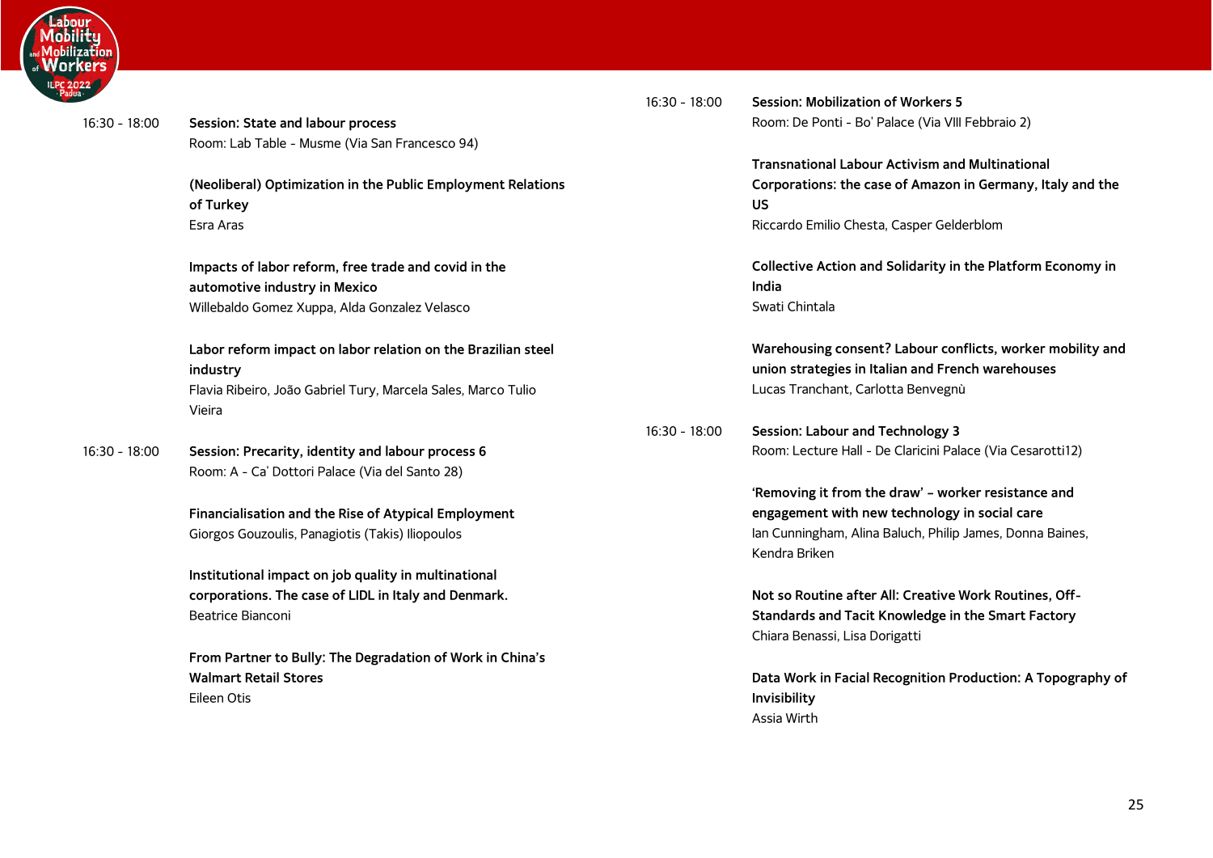16:30 - 18:00 **Session: State and labour process**
Room: Lab Table - Musme (Via San Francesco 94)

**(Neoliberal) Optimization in the Public Employment Relations of Turkey**
Esra Aras

**Impacts of labor reform, free trade and covid in the automotive industry in Mexico**
Willebaldo Gomez Xuppa, Alda Gonzalez Velasco

**Labor reform impact on labor relation on the Brazilian steel industry**
Flavia Ribeiro, João Gabriel Tury, Marcela Sales, Marco Tulio Vieira

16:30 - 18:00 **Session: Precarity, identity and labour process 6**
Room: A - Ca' Dottori Palace (Via del Santo 28)

**Financialisation and the Rise of Atypical Employment**
Giorgos Gouzoulis, Panagiotis (Takis) Iliopoulos

**Institutional impact on job quality in multinational corporations. The case of LIDL in Italy and Denmark.**
Beatrice Bianconi

**From Partner to Bully: The Degradation of Work in China's Walmart Retail Stores**
Eileen Otis

16:30 - 18:00 **Session: Mobilization of Workers 5**
Room: De Ponti - Bo' Palace (Via VIII Febbraio 2)

**Transnational Labour Activism and Multinational Corporations: the case of Amazon in Germany, Italy and the US**
Riccardo Emilio Chesta, Casper Gelderblom

**Collective Action and Solidarity in the Platform Economy in India**
Swati Chintala

**Warehousing consent? Labour conflicts, worker mobility and union strategies in Italian and French warehouses**
Lucas Tranchant, Carlotta Benvegnù

16:30 - 18:00 **Session: Labour and Technology 3**
Room: Lecture Hall - De Claricini Palace (Via Cesarotti12)

**'Removing it from the draw' – worker resistance and engagement with new technology in social care**
Ian Cunningham, Alina Baluch, Philip James, Donna Baines, Kendra Briken

**Not so Routine after All: Creative Work Routines, Off-Standards and Tacit Knowledge in the Smart Factory**
Chiara Benassi, Lisa Dorigatti

**Data Work in Facial Recognition Production: A Topography of Invisibility**
Assia Wirth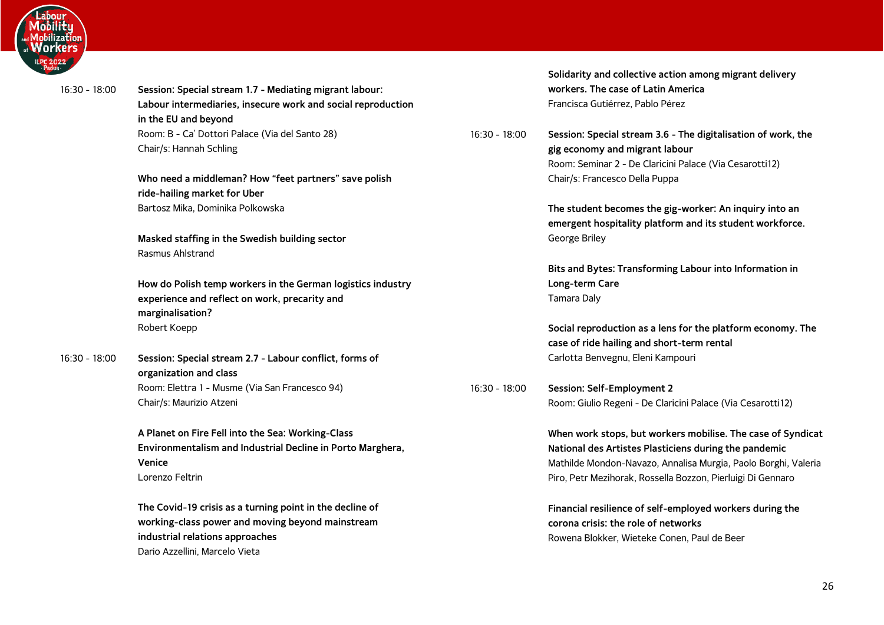16:30 - 18:00

**Session: Special stream 1.7 - Mediating migrant labour: Labour intermediaries, insecure work and social reproduction in the EU and beyond**
Room: B - Ca' Dottori Palace (Via del Santo 28)
Chair/s: Hannah Schling

**Who need a middleman? How "feet partners" save polish ride-hailing market for Uber**
Bartosz Mika, Dominika Polkowska

**Masked staffing in the Swedish building sector**
Rasmus Ahlstrand

**How do Polish temp workers in the German logistics industry experience and reflect on work, precarity and marginalisation?**
Robert Koepp

16:30 - 18:00

**Session: Special stream 2.7 - Labour conflict, forms of organization and class**
Room: Elettra 1 - Musme (Via San Francesco 94)
Chair/s: Maurizio Atzeni

**A Planet on Fire Fell into the Sea: Working-Class Environmentalism and Industrial Decline in Porto Marghera, Venice**
Lorenzo Feltrin

**The Covid-19 crisis as a turning point in the decline of working-class power and moving beyond mainstream industrial relations approaches**
Dario Azzellini, Marcelo Vieta

**Solidarity and collective action among migrant delivery workers. The case of Latin America**
Francisca Gutiérrez, Pablo Pérez

16:30 - 18:00

**Session: Special stream 3.6 - The digitalisation of work, the gig economy and migrant labour**
Room: Seminar 2 - De Claricini Palace (Via Cesarotti12)
Chair/s: Francesco Della Puppa

**The student becomes the gig-worker: An inquiry into an emergent hospitality platform and its student workforce.**
George Briley

**Bits and Bytes: Transforming Labour into Information in Long-term Care**
Tamara Daly

**Social reproduction as a lens for the platform economy. The case of ride hailing and short-term rental**
Carlotta Benvegnu, Eleni Kampouri

16:30 - 18:00

**Session: Self-Employment 2**
Room: Giulio Regeni - De Claricini Palace (Via Cesarotti12)

**When work stops, but workers mobilise. The case of Syndicat National des Artistes Plasticiens during the pandemic**
Mathilde Mondon-Navazo, Annalisa Murgia, Paolo Borghi, Valeria Piro, Petr Mezihorak, Rossella Bozzon, Pierluigi Di Gennaro

**Financial resilience of self-employed workers during the corona crisis: the role of networks**
Rowena Blokker, Wieteke Conen, Paul de Beer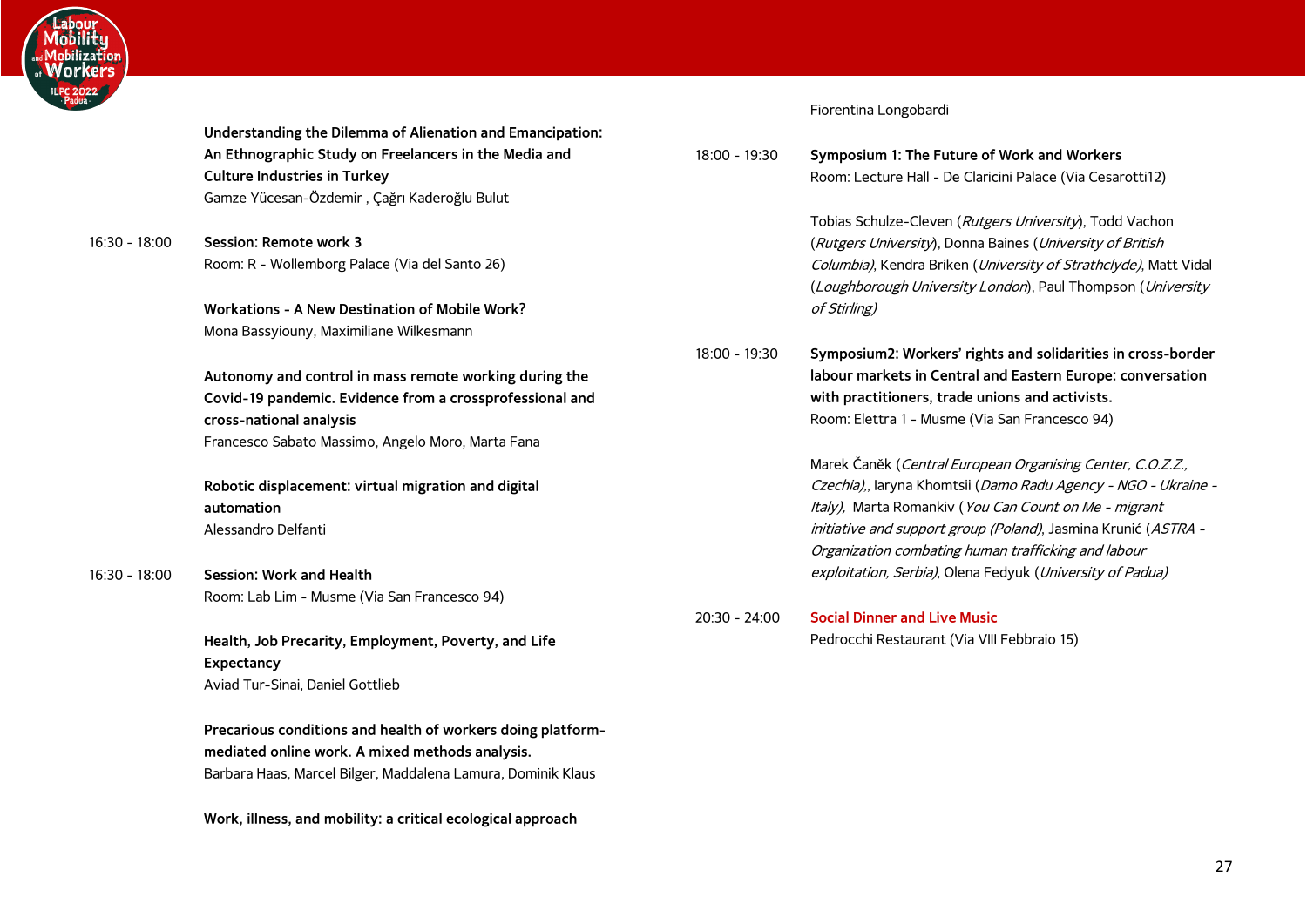**Understanding the Dilemma of Alienation and Emancipation: An Ethnographic Study on Freelancers in the Media and Culture Industries in Turkey**
Gamze Yücesan-Özdemir , Çağrı Kaderoğlu Bulut

16:30 - 18:00 **Session: Remote work 3**
Room: R - Wollemborg Palace (Via del Santo 26)

**Workations - A New Destination of Mobile Work?**
Mona Bassyiouny, Maximiliane Wilkesmann

**Autonomy and control in mass remote working during the Covid-19 pandemic. Evidence from a crossprofessional and cross-national analysis**
Francesco Sabato Massimo, Angelo Moro, Marta Fana

**Robotic displacement: virtual migration and digital automation**
Alessandro Delfanti

16:30 - 18:00 **Session: Work and Health**
Room: Lab Lim - Musme (Via San Francesco 94)

**Health, Job Precarity, Employment, Poverty, and Life Expectancy**
Aviad Tur-Sinai, Daniel Gottlieb

**Precarious conditions and health of workers doing platform-mediated online work. A mixed methods analysis.**
Barbara Haas, Marcel Bilger, Maddalena Lamura, Dominik Klaus

**Work, illness, and mobility: a critical ecological approach**
Fiorentina Longobardi

18:00 - 19:30 **Symposium 1: The Future of Work and Workers**
Room: Lecture Hall - De Claricini Palace (Via Cesarotti12)

Tobias Schulze-Cleven (*Rutgers University*), Todd Vachon (*Rutgers University*), Donna Baines (*University of British Columbia)*, Kendra Briken (*University of Strathclyde)*, Matt Vidal (*Loughborough University London*), Paul Thompson (*University of Stirling)*

18:00 - 19:30 **Symposium2: Workers' rights and solidarities in cross-border labour markets in Central and Eastern Europe: conversation with practitioners, trade unions and activists.**
Room: Elettra 1 - Musme (Via San Francesco 94)

Marek Čaněk (*Central European Organising Center, C.O.Z.Z., Czechia)*,, Iaryna Khomtsii (*Damo Radu Agency - NGO - Ukraine - Italy),* Marta Romankiv (*You Can Count on Me - migrant initiative and support group (Poland)*, Jasmina Krunić (*ASTRA - Organization combating human trafficking and labour exploitation, Serbia)*, Olena Fedyuk (*University of Padua)*

20:30 - 24:00 **Social Dinner and Live Music**
Pedrocchi Restaurant (Via VIII Febbraio 15)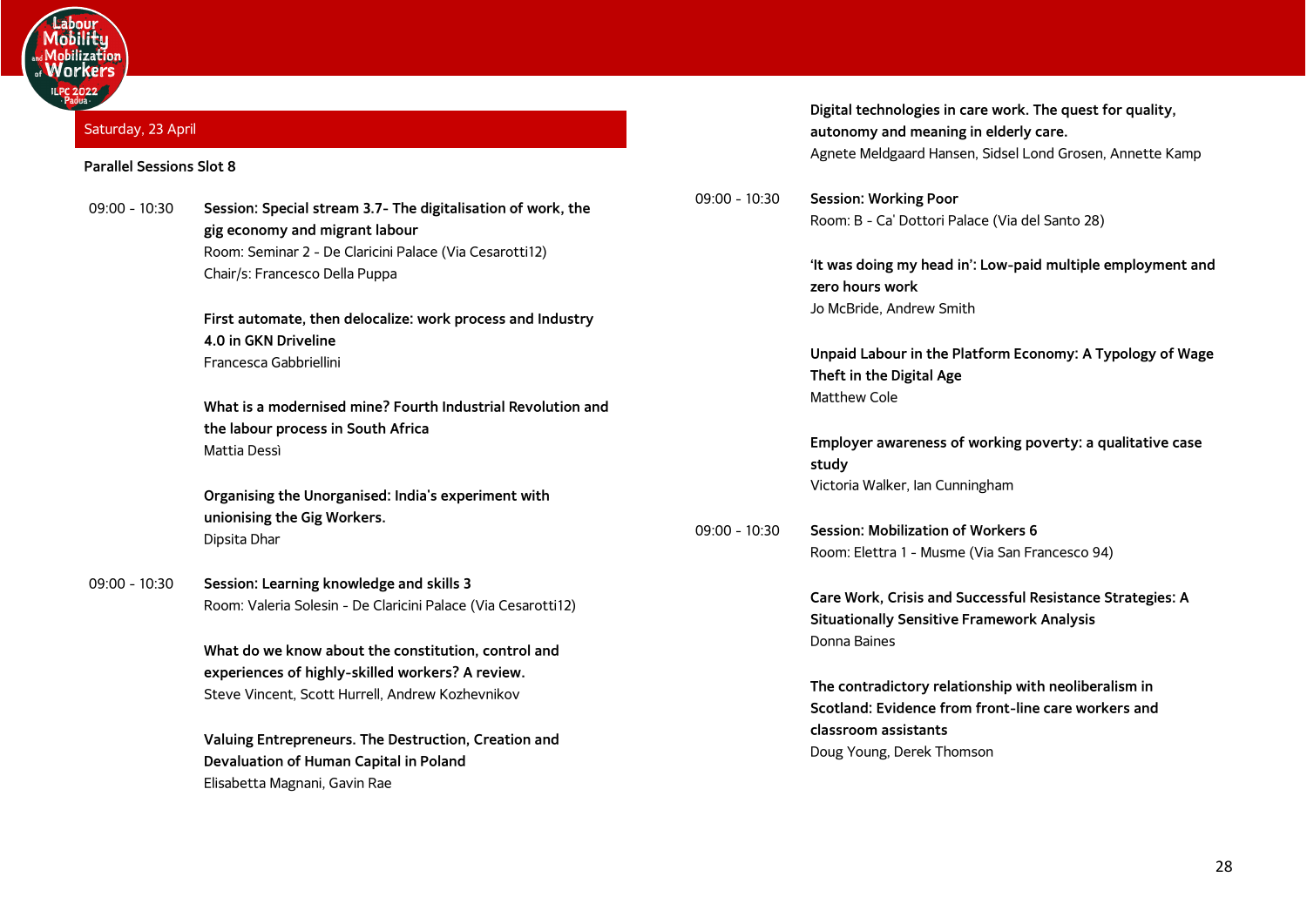## Saturday, 23 April

**Parallel Sessions Slot 8**

09:00 - 10:30 **Session: Special stream 3.7- The digitalisation of work, the gig economy and migrant labour**
Room: Seminar 2 - De Claricini Palace (Via Cesarotti12)
Chair/s: Francesco Della Puppa

**First automate, then delocalize: work process and Industry 4.0 in GKN Driveline**
Francesca Gabbriellini

**What is a modernised mine? Fourth Industrial Revolution and the labour process in South Africa**
Mattia Dessì

**Organising the Unorganised: India's experiment with unionising the Gig Workers.**
Dipsita Dhar

09:00 - 10:30 **Session: Learning knowledge and skills 3**
Room: Valeria Solesin - De Claricini Palace (Via Cesarotti12)

**What do we know about the constitution, control and experiences of highly-skilled workers? A review.**
Steve Vincent, Scott Hurrell, Andrew Kozhevnikov

**Valuing Entrepreneurs. The Destruction, Creation and Devaluation of Human Capital in Poland**
Elisabetta Magnani, Gavin Rae

**Digital technologies in care work. The quest for quality, autonomy and meaning in elderly care.**
Agnete Meldgaard Hansen, Sidsel Lond Grosen, Annette Kamp

09:00 - 10:30 **Session: Working Poor**
Room: B - Ca' Dottori Palace (Via del Santo 28)

**'It was doing my head in': Low-paid multiple employment and zero hours work**
Jo McBride, Andrew Smith

**Unpaid Labour in the Platform Economy: A Typology of Wage Theft in the Digital Age**
Matthew Cole

**Employer awareness of working poverty: a qualitative case study**
Victoria Walker, Ian Cunningham

09:00 - 10:30 **Session: Mobilization of Workers 6**
Room: Elettra 1 - Musme (Via San Francesco 94)

**Care Work, Crisis and Successful Resistance Strategies: A Situationally Sensitive Framework Analysis**
Donna Baines

**The contradictory relationship with neoliberalism in Scotland: Evidence from front-line care workers and classroom assistants**
Doug Young, Derek Thomson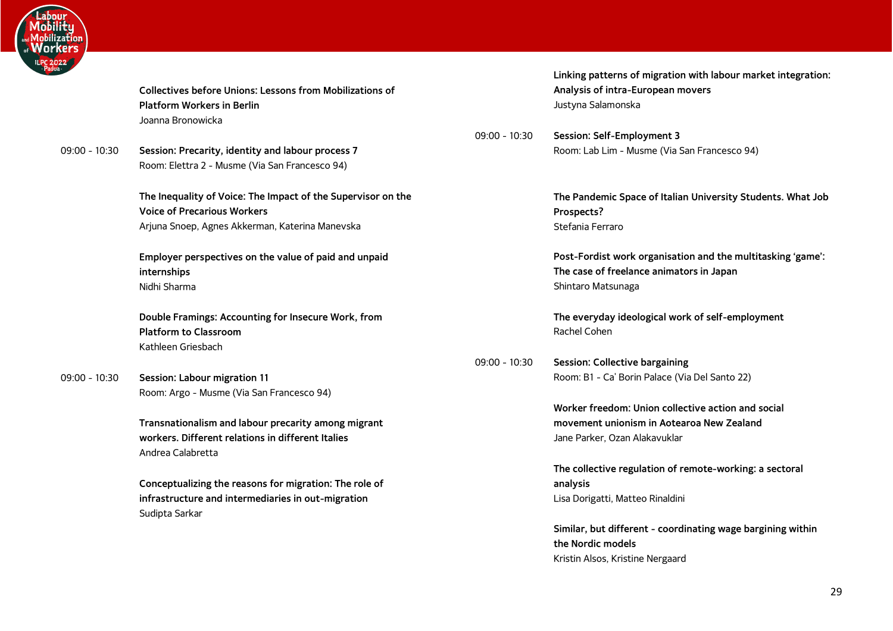**Collectives before Unions: Lessons from Mobilizations of Platform Workers in Berlin**
Joanna Bronowicka

09:00 - 10:30 **Session: Precarity, identity and labour process 7**
Room: Elettra 2 - Musme (Via San Francesco 94)

**The Inequality of Voice: The Impact of the Supervisor on the Voice of Precarious Workers**
Arjuna Snoep, Agnes Akkerman, Katerina Manevska

**Employer perspectives on the value of paid and unpaid internships**
Nidhi Sharma

**Double Framings: Accounting for Insecure Work, from Platform to Classroom**
Kathleen Griesbach

09:00 - 10:30 **Session: Labour migration 11**
Room: Argo - Musme (Via San Francesco 94)

**Transnationalism and labour precarity among migrant workers. Different relations in different Italies**
Andrea Calabretta

**Conceptualizing the reasons for migration: The role of infrastructure and intermediaries in out-migration**
Sudipta Sarkar

**Linking patterns of migration with labour market integration: Analysis of intra-European movers**
Justyna Salamonska

09:00 - 10:30 **Session: Self-Employment 3**
Room: Lab Lim - Musme (Via San Francesco 94)

**The Pandemic Space of Italian University Students. What Job Prospects?**
Stefania Ferraro

**Post-Fordist work organisation and the multitasking 'game': The case of freelance animators in Japan**
Shintaro Matsunaga

**The everyday ideological work of self-employment**
Rachel Cohen

09:00 - 10:30 **Session: Collective bargaining**
Room: B1 - Ca' Borin Palace (Via Del Santo 22)

**Worker freedom: Union collective action and social movement unionism in Aotearoa New Zealand**
Jane Parker, Ozan Alakavuklar

**The collective regulation of remote-working: a sectoral analysis**
Lisa Dorigatti, Matteo Rinaldini

**Similar, but different - coordinating wage bargining within the Nordic models**
Kristin Alsos, Kristine Nergaard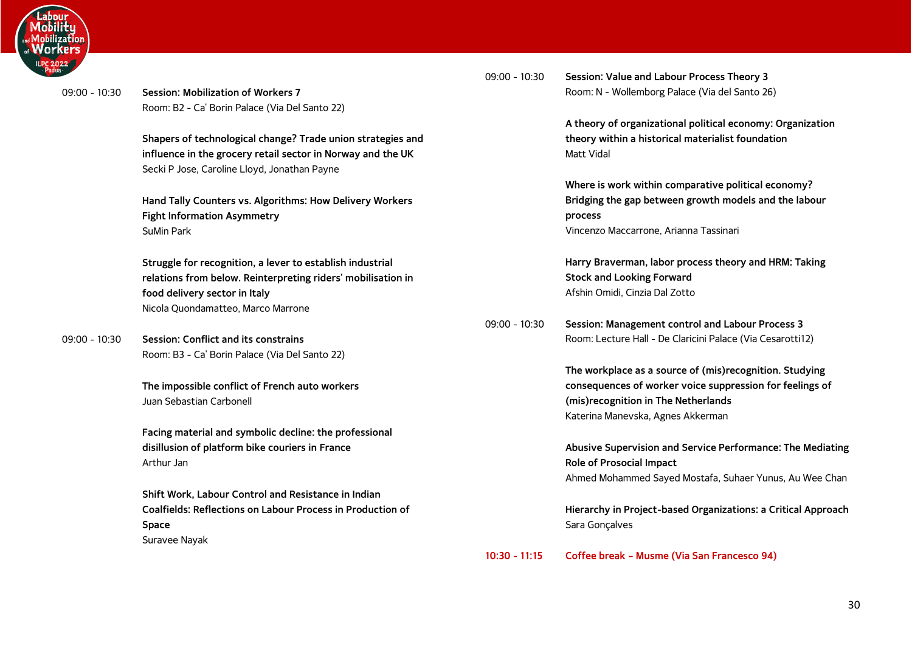09:00 - 10:30 **Session: Mobilization of Workers 7**
Room: B2 - Ca' Borin Palace (Via Del Santo 22)

**Shapers of technological change? Trade union strategies and influence in the grocery retail sector in Norway and the UK**
Secki P Jose, Caroline Lloyd, Jonathan Payne

**Hand Tally Counters vs. Algorithms: How Delivery Workers Fight Information Asymmetry**
SuMin Park

**Struggle for recognition, a lever to establish industrial relations from below. Reinterpreting riders' mobilisation in food delivery sector in Italy**
Nicola Quondamatteo, Marco Marrone

09:00 - 10:30 **Session: Conflict and its constrains**
Room: B3 - Ca' Borin Palace (Via Del Santo 22)

**The impossible conflict of French auto workers**
Juan Sebastian Carbonell

**Facing material and symbolic decline: the professional disillusion of platform bike couriers in France**
Arthur Jan

**Shift Work, Labour Control and Resistance in Indian Coalfields: Reflections on Labour Process in Production of Space**
Suravee Nayak

09:00 - 10:30 **Session: Value and Labour Process Theory 3**
Room: N - Wollemborg Palace (Via del Santo 26)

**A theory of organizational political economy: Organization theory within a historical materialist foundation**
Matt Vidal

**Where is work within comparative political economy? Bridging the gap between growth models and the labour process**
Vincenzo Maccarrone, Arianna Tassinari

**Harry Braverman, labor process theory and HRM: Taking Stock and Looking Forward**
Afshin Omidi, Cinzia Dal Zotto

09:00 - 10:30 **Session: Management control and Labour Process 3**
Room: Lecture Hall - De Claricini Palace (Via Cesarotti12)

**The workplace as a source of (mis)recognition. Studying consequences of worker voice suppression for feelings of (mis)recognition in The Netherlands**
Katerina Manevska, Agnes Akkerman

**Abusive Supervision and Service Performance: The Mediating Role of Prosocial Impact**
Ahmed Mohammed Sayed Mostafa, Suhaer Yunus, Au Wee Chan

**Hierarchy in Project-based Organizations: a Critical Approach**
Sara Gonçalves

10:30 - 11:15 **Coffee break – Musme (Via San Francesco 94)**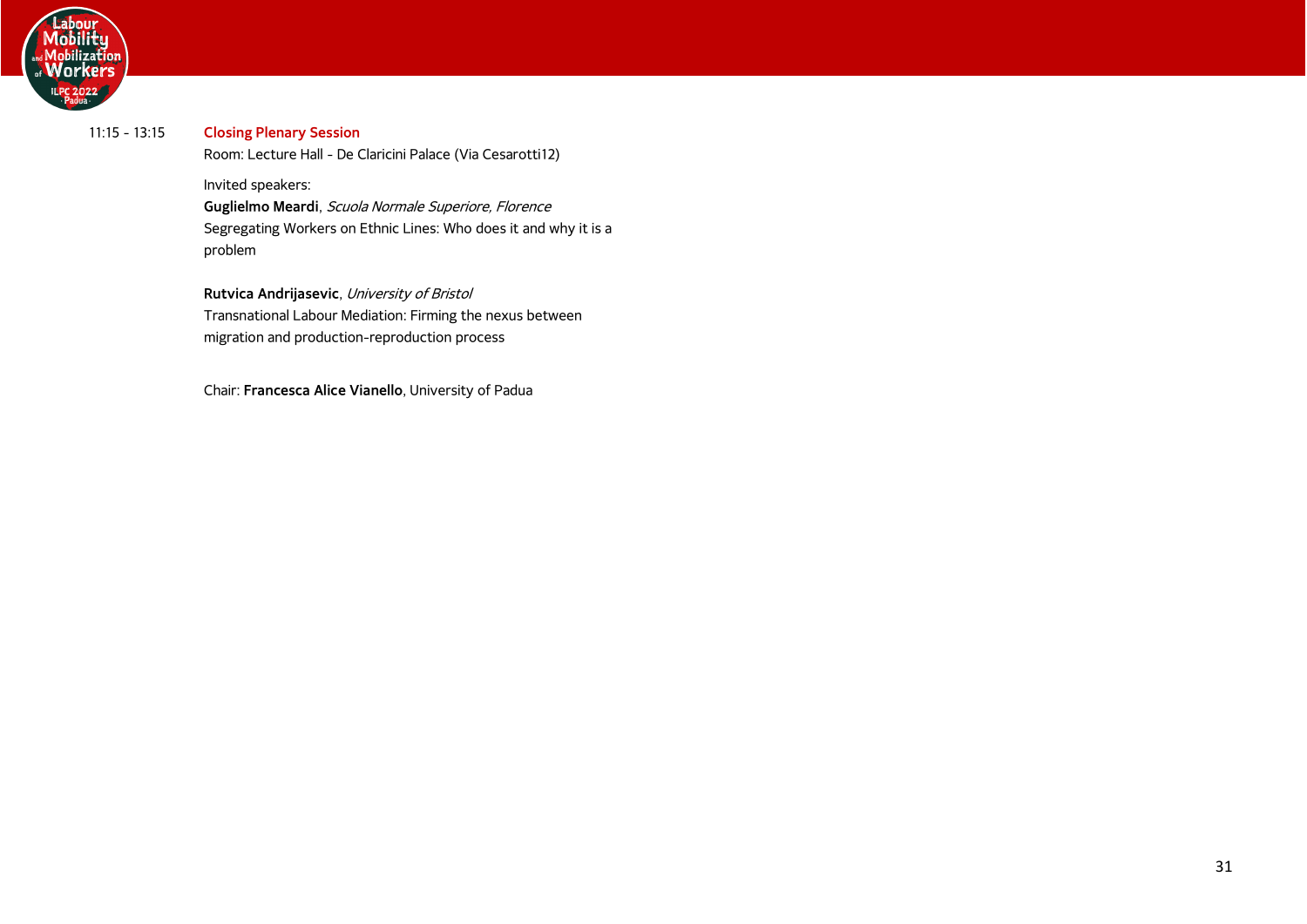11:15 - 13:15 **Closing Plenary Session**

Room: Lecture Hall - De Claricini Palace (Via Cesarotti12)

Invited speakers:

**Guglielmo Meardi**, *Scuola Normale Superiore, Florence*
Segregating Workers on Ethnic Lines: Who does it and why it is a problem

**Rutvica Andrijasevic**, *University of Bristol*
Transnational Labour Mediation: Firming the nexus between migration and production-reproduction process

Chair: **Francesca Alice Vianello**, University of Padua